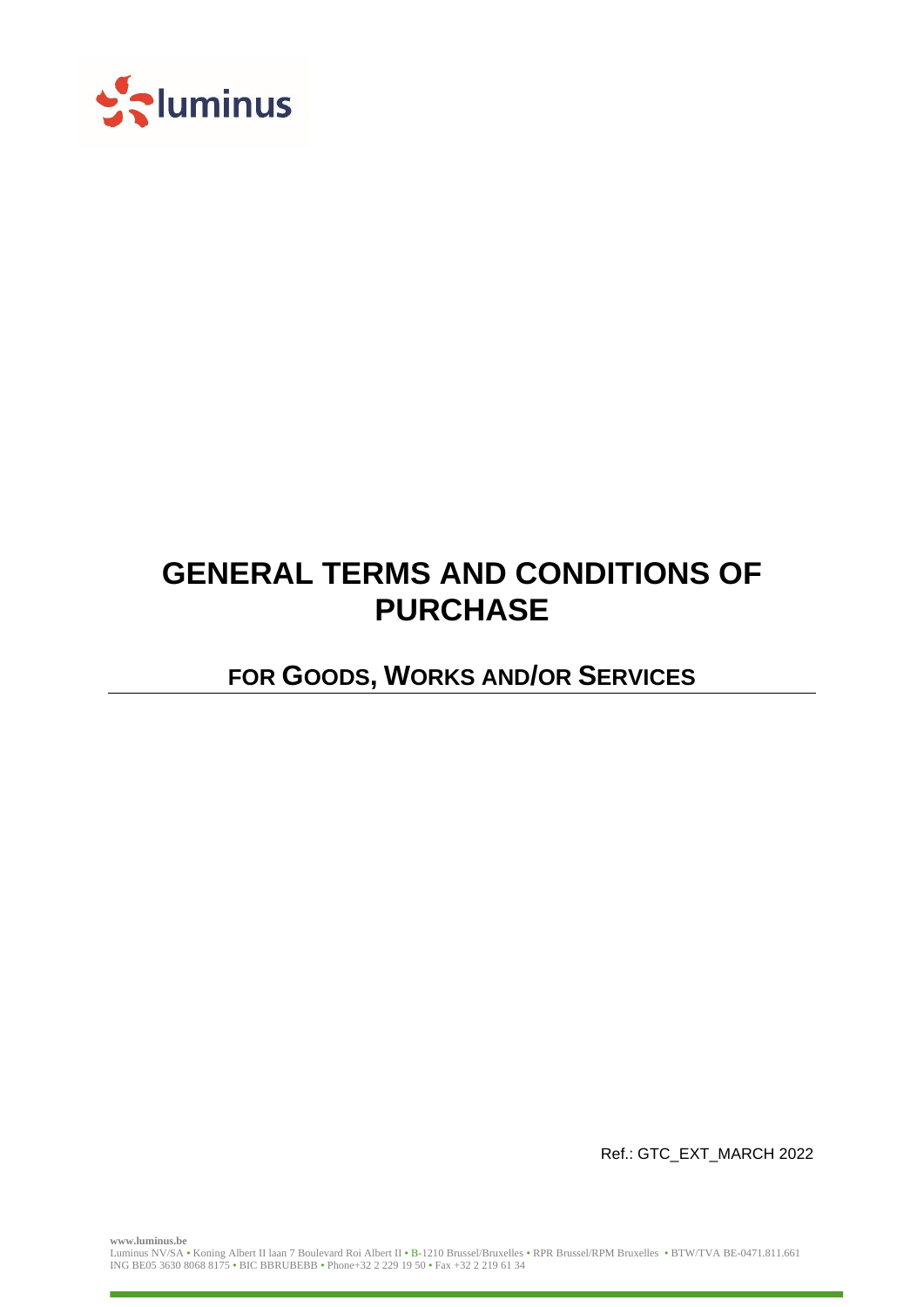# GENERAL TERMS AND CONDITIONS OF PURCHASE

## FOR GOODS, WORKS AND/OR SERVICES

Ref.: GTC_EXT_MARCH 2022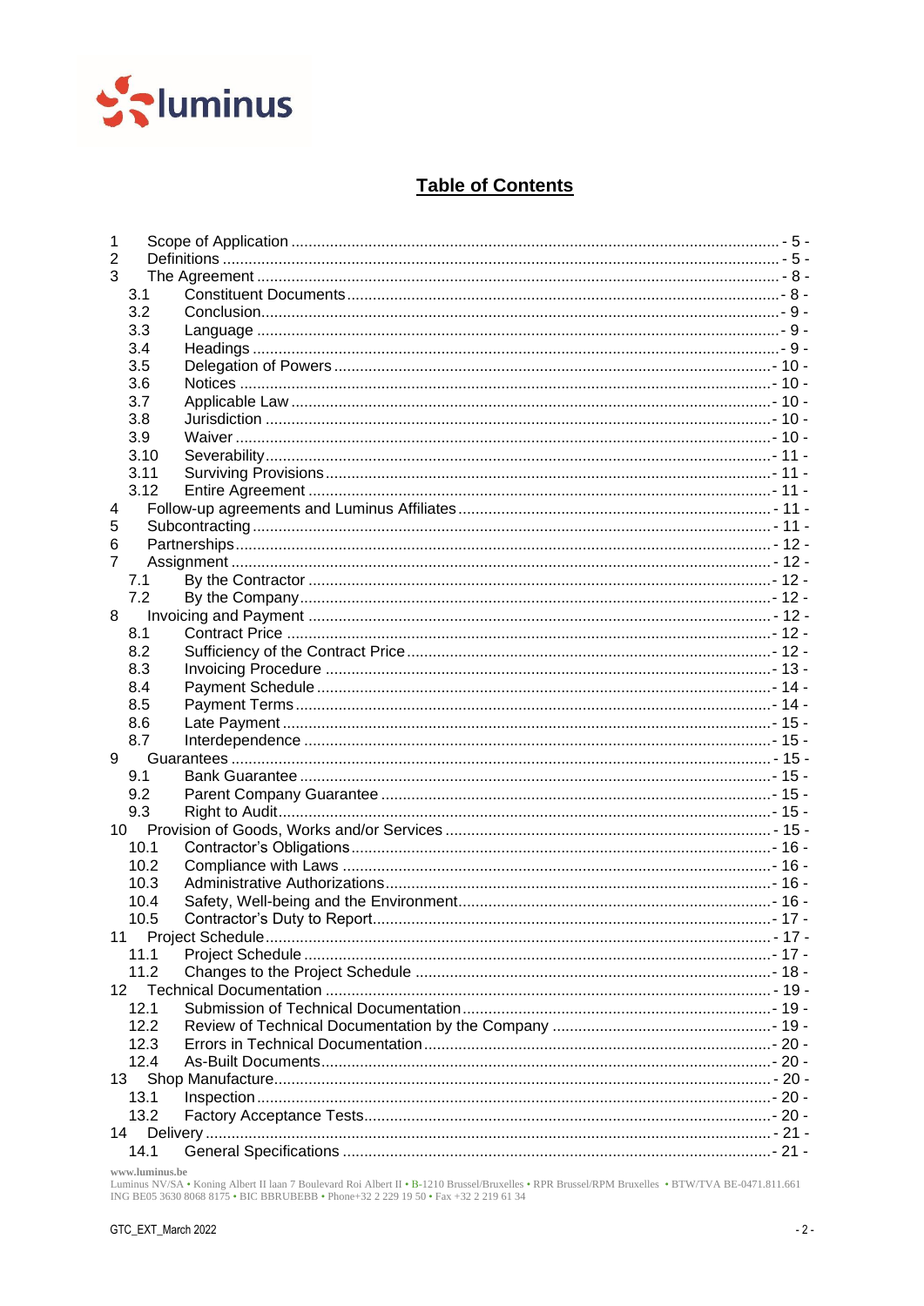# Table of Contents

| | | |
|---|---|---|
| 1 | Scope of Application | - 5 - |
| 2 | Definitions | - 5 - |
| 3 | The Agreement | - 8 - |
| 3.1 | Constituent Documents | - 8 - |
| 3.2 | Conclusion | - 9 - |
| 3.3 | Language | - 9 - |
| 3.4 | Headings | - 9 - |
| 3.5 | Delegation of Powers | - 10 - |
| 3.6 | Notices | - 10 - |
| 3.7 | Applicable Law | - 10 - |
| 3.8 | Jurisdiction | - 10 - |
| 3.9 | Waiver | - 10 - |
| 3.10 | Severability | - 11 - |
| 3.11 | Surviving Provisions | - 11 - |
| 3.12 | Entire Agreement | - 11 - |
| 4 | Follow-up agreements and Luminus Affiliates | - 11 - |
| 5 | Subcontracting | - 11 - |
| 6 | Partnerships | - 12 - |
| 7 | Assignment | - 12 - |
| 7.1 | By the Contractor | - 12 - |
| 7.2 | By the Company | - 12 - |
| 8 | Invoicing and Payment | - 12 - |
| 8.1 | Contract Price | - 12 - |
| 8.2 | Sufficiency of the Contract Price | - 12 - |
| 8.3 | Invoicing Procedure | - 13 - |
| 8.4 | Payment Schedule | - 14 - |
| 8.5 | Payment Terms | - 14 - |
| 8.6 | Late Payment | - 15 - |
| 8.7 | Interdependence | - 15 - |
| 9 | Guarantees | - 15 - |
| 9.1 | Bank Guarantee | - 15 - |
| 9.2 | Parent Company Guarantee | - 15 - |
| 9.3 | Right to Audit | - 15 - |
| 10 | Provision of Goods, Works and/or Services | - 15 - |
| 10.1 | Contractor's Obligations | - 16 - |
| 10.2 | Compliance with Laws | - 16 - |
| 10.3 | Administrative Authorizations | - 16 - |
| 10.4 | Safety, Well-being and the Environment | - 16 - |
| 10.5 | Contractor's Duty to Report | - 17 - |
| 11 | Project Schedule | - 17 - |
| 11.1 | Project Schedule | - 17 - |
| 11.2 | Changes to the Project Schedule | - 18 - |
| 12 | Technical Documentation | - 19 - |
| 12.1 | Submission of Technical Documentation | - 19 - |
| 12.2 | Review of Technical Documentation by the Company | - 19 - |
| 12.3 | Errors in Technical Documentation | - 20 - |
| 12.4 | As-Built Documents | - 20 - |
| 13 | Shop Manufacture | - 20 - |
| 13.1 | Inspection | - 20 - |
| 13.2 | Factory Acceptance Tests | - 20 - |
| 14 | Delivery | - 21 - |
| 14.1 | General Specifications | - 21 - |

www.luminus.be
Luminus NV/SA • Koning Albert II laan 7 Boulevard Roi Albert II • B-1210 Brussel/Bruxelles • RPR Brussel/RPM Bruxelles • BTW/TVA BE-0471.811.661
ING BE05 3630 8068 8175 • BIC BBRUBEBB • Phone+32 2 229 19 50 • Fax +32 2 219 61 34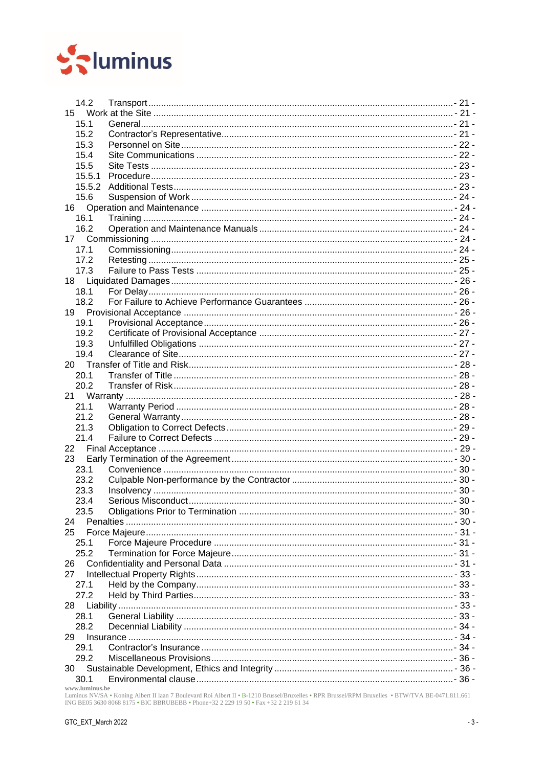14.2 Transport - 21 -
15 Work at the Site - 21 -
15.1 General - 21 -
15.2 Contractor's Representative - 21 -
15.3 Personnel on Site - 22 -
15.4 Site Communications - 22 -
15.5 Site Tests - 23 -
15.5.1 Procedure - 23 -
15.5.2 Additional Tests - 23 -
15.6 Suspension of Work - 24 -
16 Operation and Maintenance - 24 -
16.1 Training - 24 -
16.2 Operation and Maintenance Manuals - 24 -
17 Commissioning - 24 -
17.1 Commissioning - 24 -
17.2 Retesting - 25 -
17.3 Failure to Pass Tests - 25 -
18 Liquidated Damages - 26 -
18.1 For Delay - 26 -
18.2 For Failure to Achieve Performance Guarantees - 26 -
19 Provisional Acceptance - 26 -
19.1 Provisional Acceptance - 26 -
19.2 Certificate of Provisional Acceptance - 27 -
19.3 Unfulfilled Obligations - 27 -
19.4 Clearance of Site - 27 -
20 Transfer of Title and Risk - 28 -
20.1 Transfer of Title - 28 -
20.2 Transfer of Risk - 28 -
21 Warranty - 28 -
21.1 Warranty Period - 28 -
21.2 General Warranty - 28 -
21.3 Obligation to Correct Defects - 29 -
21.4 Failure to Correct Defects - 29 -
22 Final Acceptance - 29 -
23 Early Termination of the Agreement - 30 -
23.1 Convenience - 30 -
23.2 Culpable Non-performance by the Contractor - 30 -
23.3 Insolvency - 30 -
23.4 Serious Misconduct - 30 -
23.5 Obligations Prior to Termination - 30 -
24 Penalties - 30 -
25 Force Majeure - 31 -
25.1 Force Majeure Procedure - 31 -
25.2 Termination for Force Majeure - 31 -
26 Confidentiality and Personal Data - 31 -
27 Intellectual Property Rights - 33 -
27.1 Held by the Company - 33 -
27.2 Held by Third Parties - 33 -
28 Liability - 33 -
28.1 General Liability - 33 -
28.2 Decennial Liability - 34 -
29 Insurance - 34 -
29.1 Contractor's Insurance - 34 -
29.2 Miscellaneous Provisions - 36 -
30 Sustainable Development, Ethics and Integrity - 36 -
30.1 Environmental clause - 36 -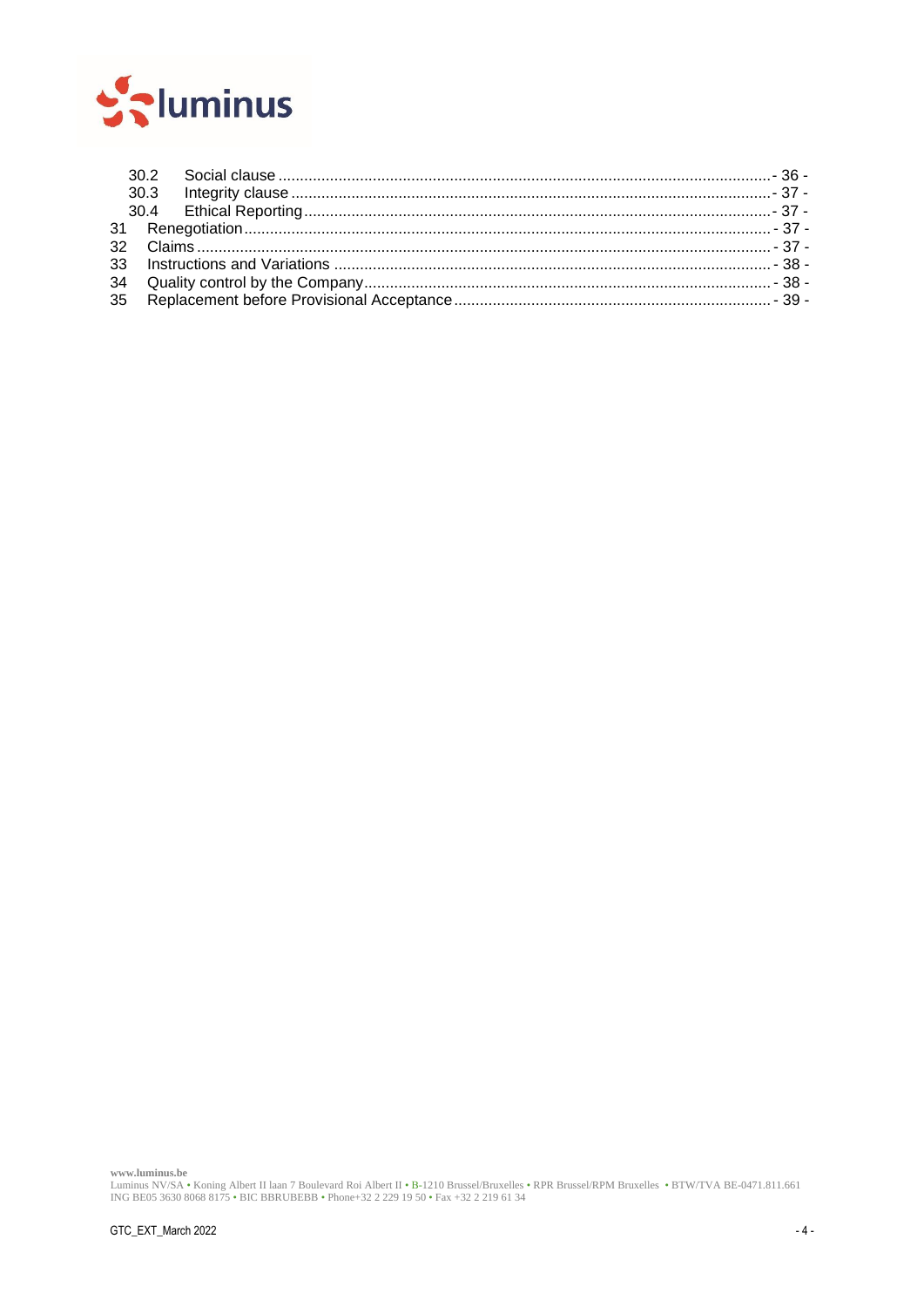| | | |
|---|---|---|
| 30.2 | Social clause | - 36 - |
| 30.3 | Integrity clause | - 37 - |
| 30.4 | Ethical Reporting | - 37 - |
| 31 | Renegotiation | - 37 - |
| 32 | Claims | - 37 - |
| 33 | Instructions and Variations | - 38 - |
| 34 | Quality control by the Company | - 38 - |
| 35 | Replacement before Provisional Acceptance | - 39 - |

www.luminus.be
Luminus NV/SA • Koning Albert II laan 7 Boulevard Roi Albert II • B-1210 Brussel/Bruxelles • RPR Brussel/RPM Bruxelles • BTW/TVA BE-0471.811.661
ING BE05 3630 8068 8175 • BIC BBRUBEBB • Phone+32 2 229 19 50 • Fax +32 2 219 61 34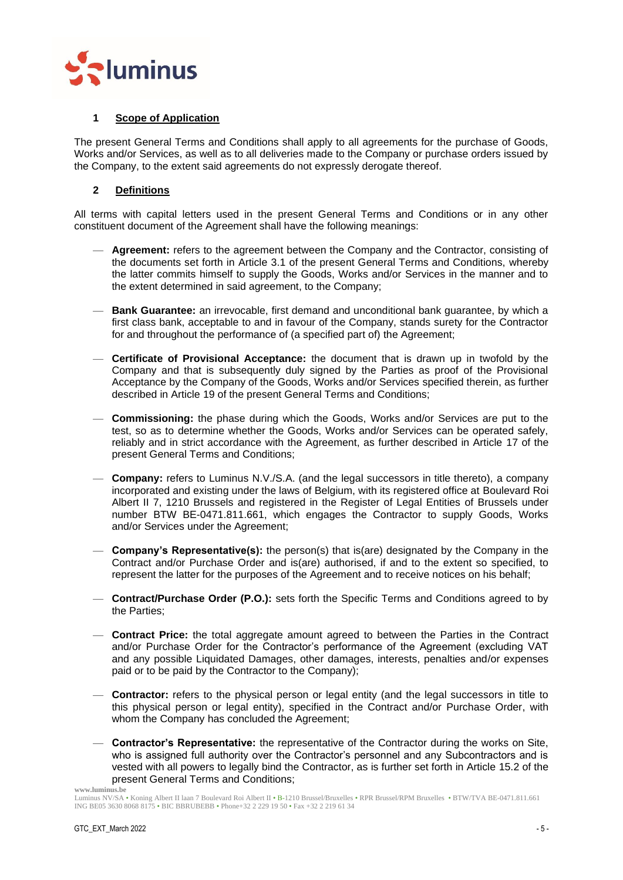## 1 Scope of Application

The present General Terms and Conditions shall apply to all agreements for the purchase of Goods, Works and/or Services, as well as to all deliveries made to the Company or purchase orders issued by the Company, to the extent said agreements do not expressly derogate thereof.

## 2 Definitions

All terms with capital letters used in the present General Terms and Conditions or in any other constituent document of the Agreement shall have the following meanings:

- **Agreement:** refers to the agreement between the Company and the Contractor, consisting of the documents set forth in Article 3.1 of the present General Terms and Conditions, whereby the latter commits himself to supply the Goods, Works and/or Services in the manner and to the extent determined in said agreement, to the Company;

- **Bank Guarantee:** an irrevocable, first demand and unconditional bank guarantee, by which a first class bank, acceptable to and in favour of the Company, stands surety for the Contractor for and throughout the performance of (a specified part of) the Agreement;

- **Certificate of Provisional Acceptance:** the document that is drawn up in twofold by the Company and that is subsequently duly signed by the Parties as proof of the Provisional Acceptance by the Company of the Goods, Works and/or Services specified therein, as further described in Article 19 of the present General Terms and Conditions;

- **Commissioning:** the phase during which the Goods, Works and/or Services are put to the test, so as to determine whether the Goods, Works and/or Services can be operated safely, reliably and in strict accordance with the Agreement, as further described in Article 17 of the present General Terms and Conditions;

- **Company:** refers to Luminus N.V./S.A. (and the legal successors in title thereto), a company incorporated and existing under the laws of Belgium, with its registered office at Boulevard Roi Albert II 7, 1210 Brussels and registered in the Register of Legal Entities of Brussels under number BTW BE-0471.811.661, which engages the Contractor to supply Goods, Works and/or Services under the Agreement;

- **Company's Representative(s):** the person(s) that is(are) designated by the Company in the Contract and/or Purchase Order and is(are) authorised, if and to the extent so specified, to represent the latter for the purposes of the Agreement and to receive notices on his behalf;

- **Contract/Purchase Order (P.O.):** sets forth the Specific Terms and Conditions agreed to by the Parties;

- **Contract Price:** the total aggregate amount agreed to between the Parties in the Contract and/or Purchase Order for the Contractor's performance of the Agreement (excluding VAT and any possible Liquidated Damages, other damages, interests, penalties and/or expenses paid or to be paid by the Contractor to the Company);

- **Contractor:** refers to the physical person or legal entity (and the legal successors in title to this physical person or legal entity), specified in the Contract and/or Purchase Order, with whom the Company has concluded the Agreement;

- **Contractor's Representative:** the representative of the Contractor during the works on Site, who is assigned full authority over the Contractor's personnel and any Subcontractors and is vested with all powers to legally bind the Contractor, as is further set forth in Article 15.2 of the present General Terms and Conditions;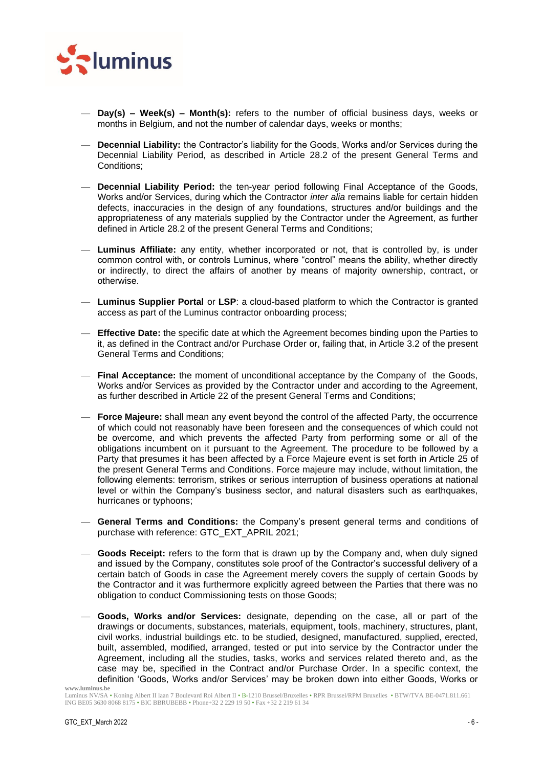- **Day(s) – Week(s) – Month(s):** refers to the number of official business days, weeks or months in Belgium, and not the number of calendar days, weeks or months;

- **Decennial Liability:** the Contractor's liability for the Goods, Works and/or Services during the Decennial Liability Period, as described in Article 28.2 of the present General Terms and Conditions;

- **Decennial Liability Period:** the ten-year period following Final Acceptance of the Goods, Works and/or Services, during which the Contractor *inter alia* remains liable for certain hidden defects, inaccuracies in the design of any foundations, structures and/or buildings and the appropriateness of any materials supplied by the Contractor under the Agreement, as further defined in Article 28.2 of the present General Terms and Conditions;

- **Luminus Affiliate:** any entity, whether incorporated or not, that is controlled by, is under common control with, or controls Luminus, where "control" means the ability, whether directly or indirectly, to direct the affairs of another by means of majority ownership, contract, or otherwise.

- **Luminus Supplier Portal** or **LSP**: a cloud-based platform to which the Contractor is granted access as part of the Luminus contractor onboarding process;

- **Effective Date:** the specific date at which the Agreement becomes binding upon the Parties to it, as defined in the Contract and/or Purchase Order or, failing that, in Article 3.2 of the present General Terms and Conditions;

- **Final Acceptance:** the moment of unconditional acceptance by the Company of the Goods, Works and/or Services as provided by the Contractor under and according to the Agreement, as further described in Article 22 of the present General Terms and Conditions;

- **Force Majeure:** shall mean any event beyond the control of the affected Party, the occurrence of which could not reasonably have been foreseen and the consequences of which could not be overcome, and which prevents the affected Party from performing some or all of the obligations incumbent on it pursuant to the Agreement. The procedure to be followed by a Party that presumes it has been affected by a Force Majeure event is set forth in Article 25 of the present General Terms and Conditions. Force majeure may include, without limitation, the following elements: terrorism, strikes or serious interruption of business operations at national level or within the Company's business sector, and natural disasters such as earthquakes, hurricanes or typhoons;

- **General Terms and Conditions:** the Company's present general terms and conditions of purchase with reference: GTC_EXT_APRIL 2021;

- **Goods Receipt:** refers to the form that is drawn up by the Company and, when duly signed and issued by the Company, constitutes sole proof of the Contractor's successful delivery of a certain batch of Goods in case the Agreement merely covers the supply of certain Goods by the Contractor and it was furthermore explicitly agreed between the Parties that there was no obligation to conduct Commissioning tests on those Goods;

- **Goods, Works and/or Services:** designate, depending on the case, all or part of the drawings or documents, substances, materials, equipment, tools, machinery, structures, plant, civil works, industrial buildings etc. to be studied, designed, manufactured, supplied, erected, built, assembled, modified, arranged, tested or put into service by the Contractor under the Agreement, including all the studies, tasks, works and services related thereto and, as the case may be, specified in the Contract and/or Purchase Order. In a specific context, the definition 'Goods, Works and/or Services' may be broken down into either Goods, Works or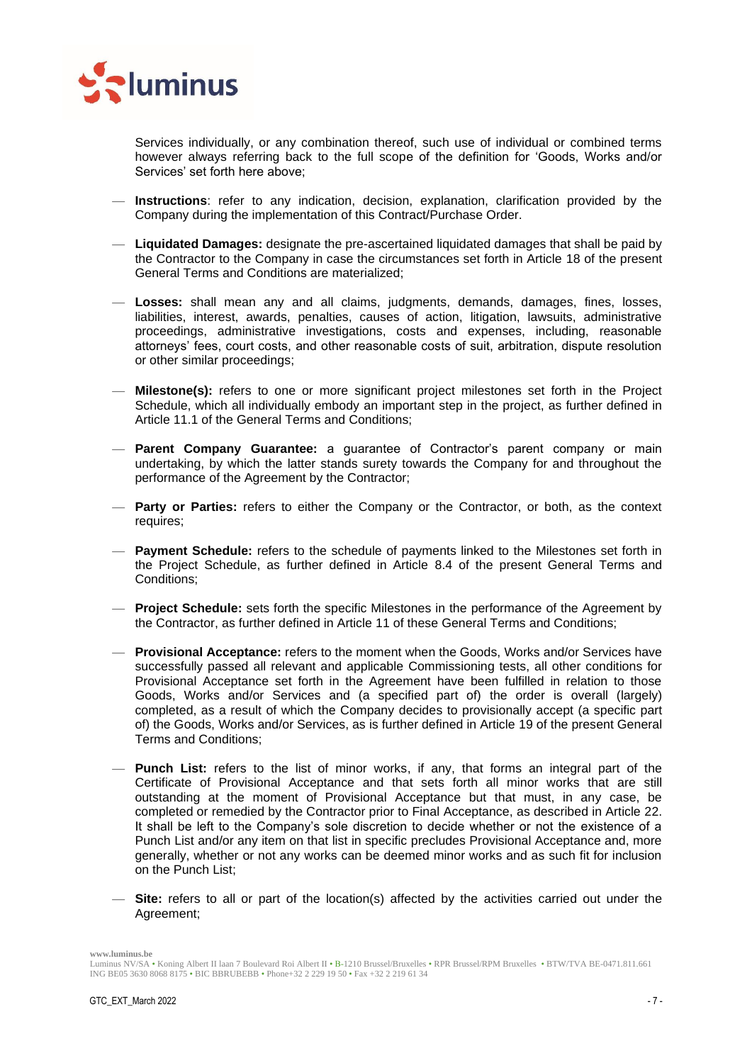Services individually, or any combination thereof, such use of individual or combined terms however always referring back to the full scope of the definition for 'Goods, Works and/or Services' set forth here above;

- **Instructions**: refer to any indication, decision, explanation, clarification provided by the Company during the implementation of this Contract/Purchase Order.

- **Liquidated Damages:** designate the pre-ascertained liquidated damages that shall be paid by the Contractor to the Company in case the circumstances set forth in Article 18 of the present General Terms and Conditions are materialized;

- **Losses:** shall mean any and all claims, judgments, demands, damages, fines, losses, liabilities, interest, awards, penalties, causes of action, litigation, lawsuits, administrative proceedings, administrative investigations, costs and expenses, including, reasonable attorneys' fees, court costs, and other reasonable costs of suit, arbitration, dispute resolution or other similar proceedings;

- **Milestone(s):** refers to one or more significant project milestones set forth in the Project Schedule, which all individually embody an important step in the project, as further defined in Article 11.1 of the General Terms and Conditions;

- **Parent Company Guarantee:** a guarantee of Contractor's parent company or main undertaking, by which the latter stands surety towards the Company for and throughout the performance of the Agreement by the Contractor;

- **Party or Parties:** refers to either the Company or the Contractor, or both, as the context requires;

- **Payment Schedule:** refers to the schedule of payments linked to the Milestones set forth in the Project Schedule, as further defined in Article 8.4 of the present General Terms and Conditions;

- **Project Schedule:** sets forth the specific Milestones in the performance of the Agreement by the Contractor, as further defined in Article 11 of these General Terms and Conditions;

- **Provisional Acceptance:** refers to the moment when the Goods, Works and/or Services have successfully passed all relevant and applicable Commissioning tests, all other conditions for Provisional Acceptance set forth in the Agreement have been fulfilled in relation to those Goods, Works and/or Services and (a specified part of) the order is overall (largely) completed, as a result of which the Company decides to provisionally accept (a specific part of) the Goods, Works and/or Services, as is further defined in Article 19 of the present General Terms and Conditions;

- **Punch List:** refers to the list of minor works, if any, that forms an integral part of the Certificate of Provisional Acceptance and that sets forth all minor works that are still outstanding at the moment of Provisional Acceptance but that must, in any case, be completed or remedied by the Contractor prior to Final Acceptance, as described in Article 22. It shall be left to the Company's sole discretion to decide whether or not the existence of a Punch List and/or any item on that list in specific precludes Provisional Acceptance and, more generally, whether or not any works can be deemed minor works and as such fit for inclusion on the Punch List;

- **Site:** refers to all or part of the location(s) affected by the activities carried out under the Agreement;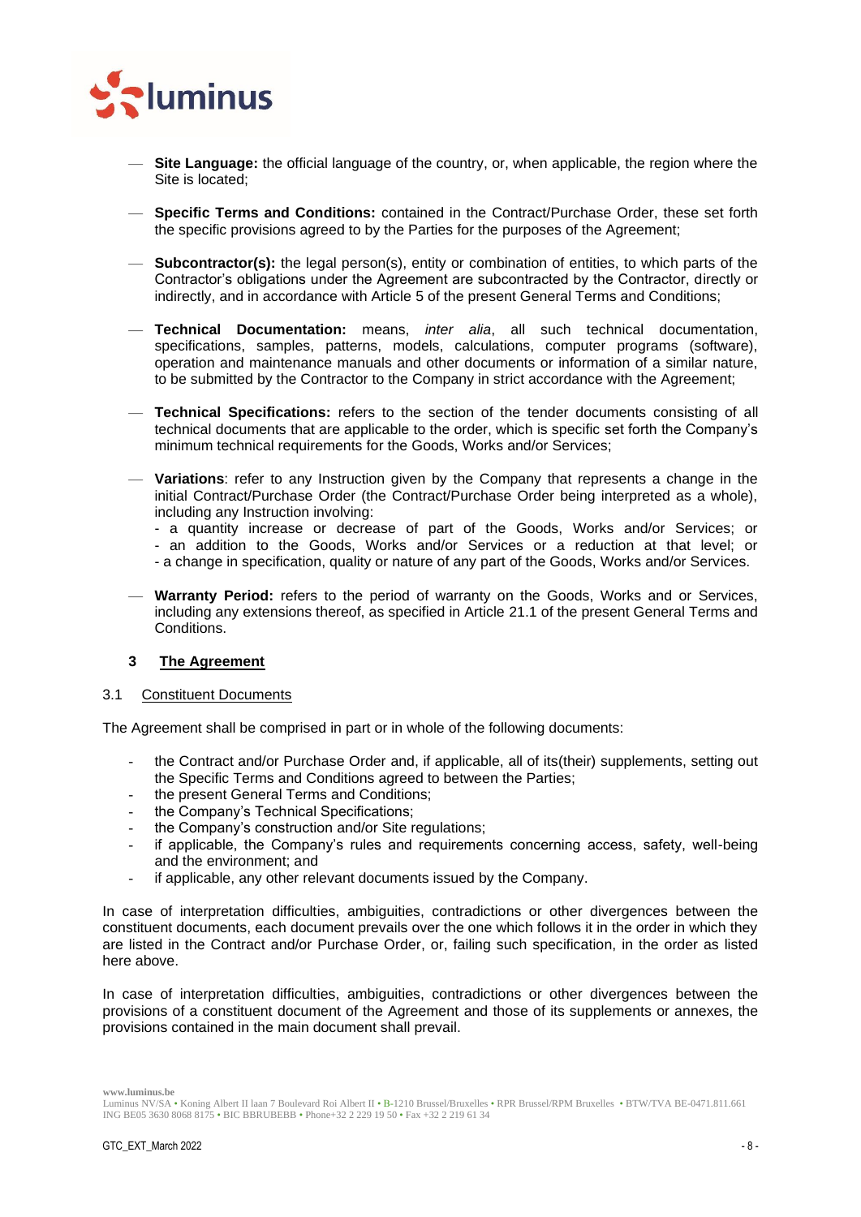- **Site Language:** the official language of the country, or, when applicable, the region where the Site is located;

- **Specific Terms and Conditions:** contained in the Contract/Purchase Order, these set forth the specific provisions agreed to by the Parties for the purposes of the Agreement;

- **Subcontractor(s):** the legal person(s), entity or combination of entities, to which parts of the Contractor's obligations under the Agreement are subcontracted by the Contractor, directly or indirectly, and in accordance with Article 5 of the present General Terms and Conditions;

- **Technical Documentation:** means, *inter alia*, all such technical documentation, specifications, samples, patterns, models, calculations, computer programs (software), operation and maintenance manuals and other documents or information of a similar nature, to be submitted by the Contractor to the Company in strict accordance with the Agreement;

- **Technical Specifications:** refers to the section of the tender documents consisting of all technical documents that are applicable to the order, which is specific set forth the Company's minimum technical requirements for the Goods, Works and/or Services;

- **Variations**: refer to any Instruction given by the Company that represents a change in the initial Contract/Purchase Order (the Contract/Purchase Order being interpreted as a whole), including any Instruction involving:
  - a quantity increase or decrease of part of the Goods, Works and/or Services; or
  - an addition to the Goods, Works and/or Services or a reduction at that level; or
  - a change in specification, quality or nature of any part of the Goods, Works and/or Services.

- **Warranty Period:** refers to the period of warranty on the Goods, Works and or Services, including any extensions thereof, as specified in Article 21.1 of the present General Terms and Conditions.

## 3 The Agreement

### 3.1 Constituent Documents

The Agreement shall be comprised in part or in whole of the following documents:

- the Contract and/or Purchase Order and, if applicable, all of its(their) supplements, setting out the Specific Terms and Conditions agreed to between the Parties;
- the present General Terms and Conditions;
- the Company's Technical Specifications;
- the Company's construction and/or Site regulations;
- if applicable, the Company's rules and requirements concerning access, safety, well-being and the environment; and
- if applicable, any other relevant documents issued by the Company.

In case of interpretation difficulties, ambiguities, contradictions or other divergences between the constituent documents, each document prevails over the one which follows it in the order in which they are listed in the Contract and/or Purchase Order, or, failing such specification, in the order as listed here above.

In case of interpretation difficulties, ambiguities, contradictions or other divergences between the provisions of a constituent document of the Agreement and those of its supplements or annexes, the provisions contained in the main document shall prevail.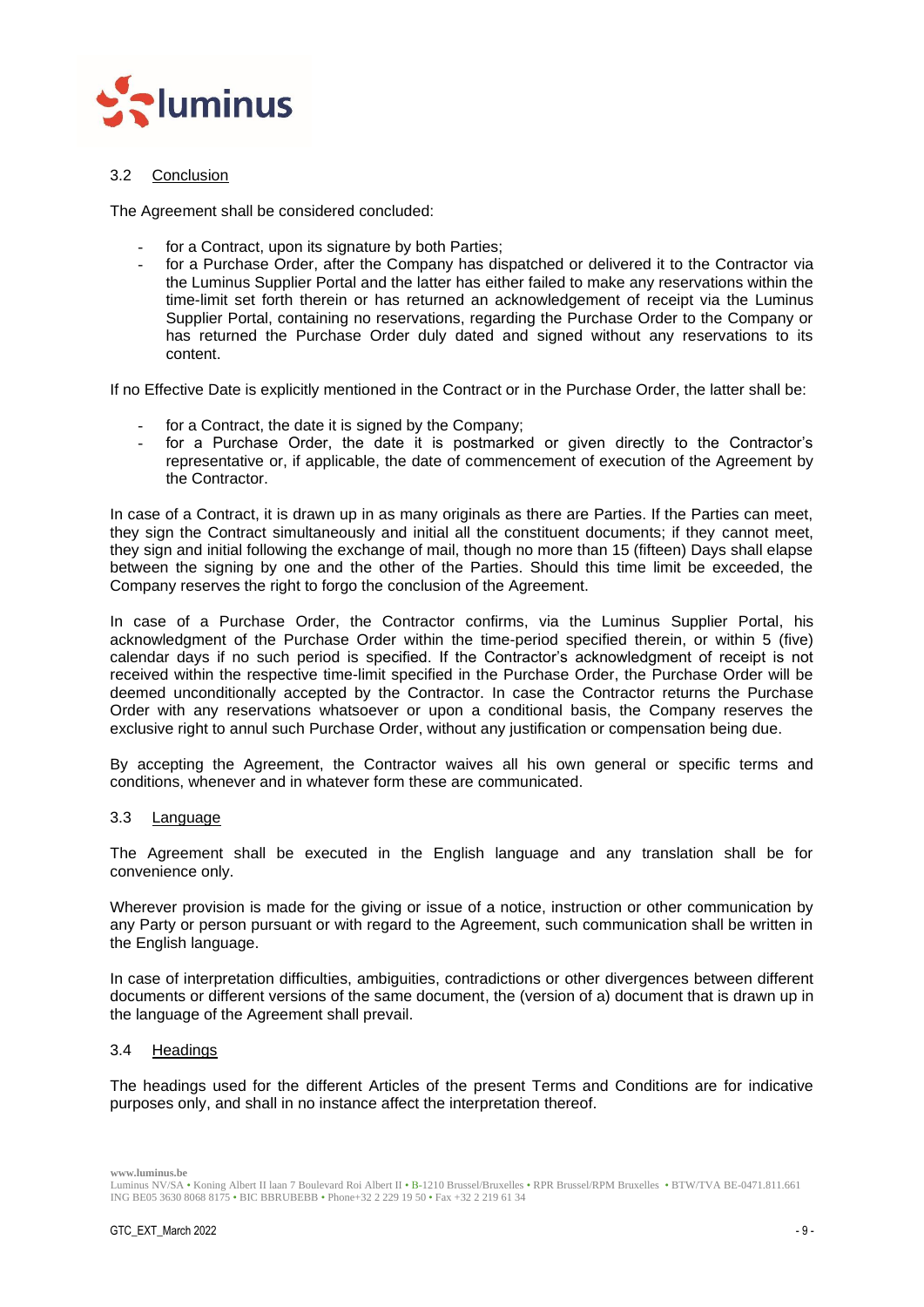### 3.2 Conclusion

The Agreement shall be considered concluded:

- for a Contract, upon its signature by both Parties;
- for a Purchase Order, after the Company has dispatched or delivered it to the Contractor via the Luminus Supplier Portal and the latter has either failed to make any reservations within the time-limit set forth therein or has returned an acknowledgement of receipt via the Luminus Supplier Portal, containing no reservations, regarding the Purchase Order to the Company or has returned the Purchase Order duly dated and signed without any reservations to its content.

If no Effective Date is explicitly mentioned in the Contract or in the Purchase Order, the latter shall be:

- for a Contract, the date it is signed by the Company;
- for a Purchase Order, the date it is postmarked or given directly to the Contractor's representative or, if applicable, the date of commencement of execution of the Agreement by the Contractor.

In case of a Contract, it is drawn up in as many originals as there are Parties. If the Parties can meet, they sign the Contract simultaneously and initial all the constituent documents; if they cannot meet, they sign and initial following the exchange of mail, though no more than 15 (fifteen) Days shall elapse between the signing by one and the other of the Parties. Should this time limit be exceeded, the Company reserves the right to forgo the conclusion of the Agreement.

In case of a Purchase Order, the Contractor confirms, via the Luminus Supplier Portal, his acknowledgment of the Purchase Order within the time-period specified therein, or within 5 (five) calendar days if no such period is specified. If the Contractor's acknowledgment of receipt is not received within the respective time-limit specified in the Purchase Order, the Purchase Order will be deemed unconditionally accepted by the Contractor. In case the Contractor returns the Purchase Order with any reservations whatsoever or upon a conditional basis, the Company reserves the exclusive right to annul such Purchase Order, without any justification or compensation being due.

By accepting the Agreement, the Contractor waives all his own general or specific terms and conditions, whenever and in whatever form these are communicated.

### 3.3 Language

The Agreement shall be executed in the English language and any translation shall be for convenience only.

Wherever provision is made for the giving or issue of a notice, instruction or other communication by any Party or person pursuant or with regard to the Agreement, such communication shall be written in the English language.

In case of interpretation difficulties, ambiguities, contradictions or other divergences between different documents or different versions of the same document, the (version of a) document that is drawn up in the language of the Agreement shall prevail.

### 3.4 Headings

The headings used for the different Articles of the present Terms and Conditions are for indicative purposes only, and shall in no instance affect the interpretation thereof.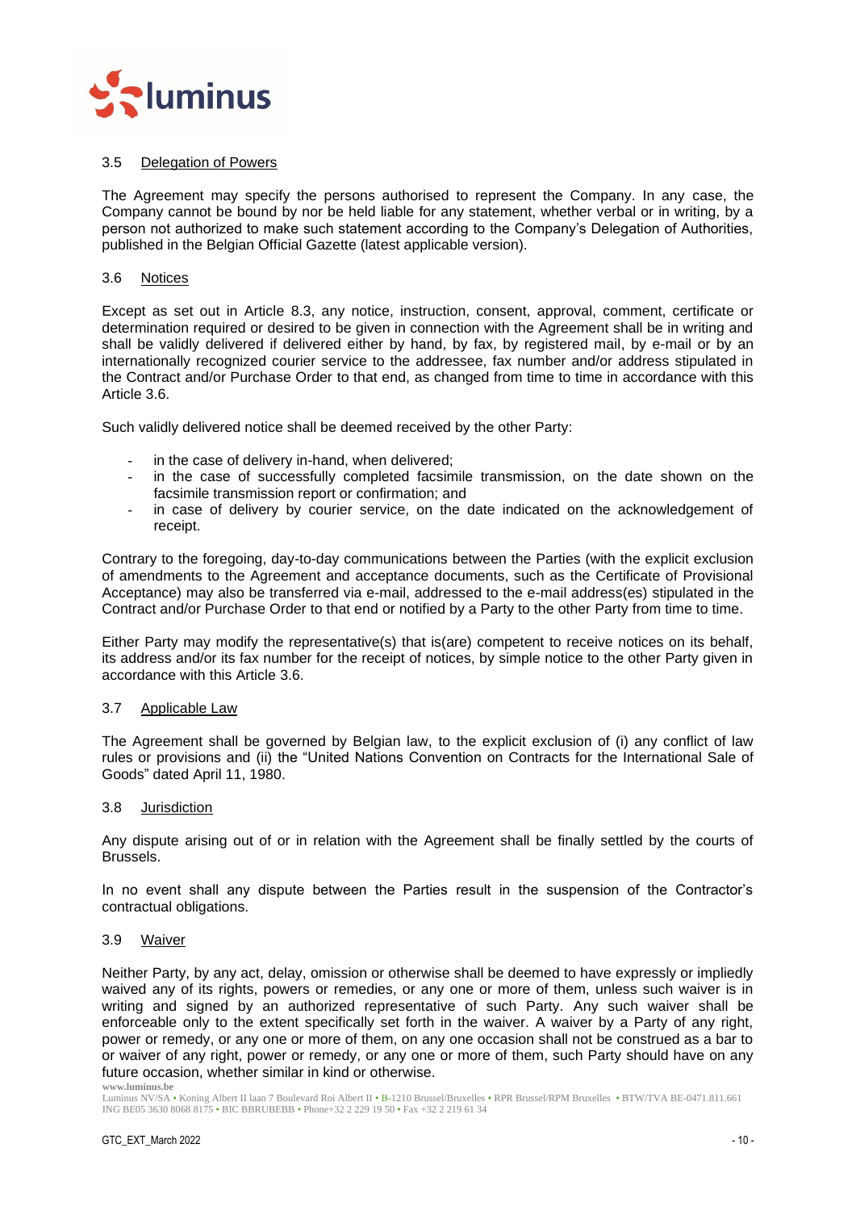### 3.5 Delegation of Powers

The Agreement may specify the persons authorised to represent the Company. In any case, the Company cannot be bound by nor be held liable for any statement, whether verbal or in writing, by a person not authorized to make such statement according to the Company's Delegation of Authorities, published in the Belgian Official Gazette (latest applicable version).

### 3.6 Notices

Except as set out in Article 8.3, any notice, instruction, consent, approval, comment, certificate or determination required or desired to be given in connection with the Agreement shall be in writing and shall be validly delivered if delivered either by hand, by fax, by registered mail, by e-mail or by an internationally recognized courier service to the addressee, fax number and/or address stipulated in the Contract and/or Purchase Order to that end, as changed from time to time in accordance with this Article 3.6.

Such validly delivered notice shall be deemed received by the other Party:

- in the case of delivery in-hand, when delivered;
- in the case of successfully completed facsimile transmission, on the date shown on the facsimile transmission report or confirmation; and
- in case of delivery by courier service, on the date indicated on the acknowledgement of receipt.

Contrary to the foregoing, day-to-day communications between the Parties (with the explicit exclusion of amendments to the Agreement and acceptance documents, such as the Certificate of Provisional Acceptance) may also be transferred via e-mail, addressed to the e-mail address(es) stipulated in the Contract and/or Purchase Order to that end or notified by a Party to the other Party from time to time.

Either Party may modify the representative(s) that is(are) competent to receive notices on its behalf, its address and/or its fax number for the receipt of notices, by simple notice to the other Party given in accordance with this Article 3.6.

### 3.7 Applicable Law

The Agreement shall be governed by Belgian law, to the explicit exclusion of (i) any conflict of law rules or provisions and (ii) the "United Nations Convention on Contracts for the International Sale of Goods" dated April 11, 1980.

### 3.8 Jurisdiction

Any dispute arising out of or in relation with the Agreement shall be finally settled by the courts of Brussels.

In no event shall any dispute between the Parties result in the suspension of the Contractor's contractual obligations.

### 3.9 Waiver

Neither Party, by any act, delay, omission or otherwise shall be deemed to have expressly or impliedly waived any of its rights, powers or remedies, or any one or more of them, unless such waiver is in writing and signed by an authorized representative of such Party. Any such waiver shall be enforceable only to the extent specifically set forth in the waiver. A waiver by a Party of any right, power or remedy, or any one or more of them, on any one occasion shall not be construed as a bar to or waiver of any right, power or remedy, or any one or more of them, such Party should have on any future occasion, whether similar in kind or otherwise.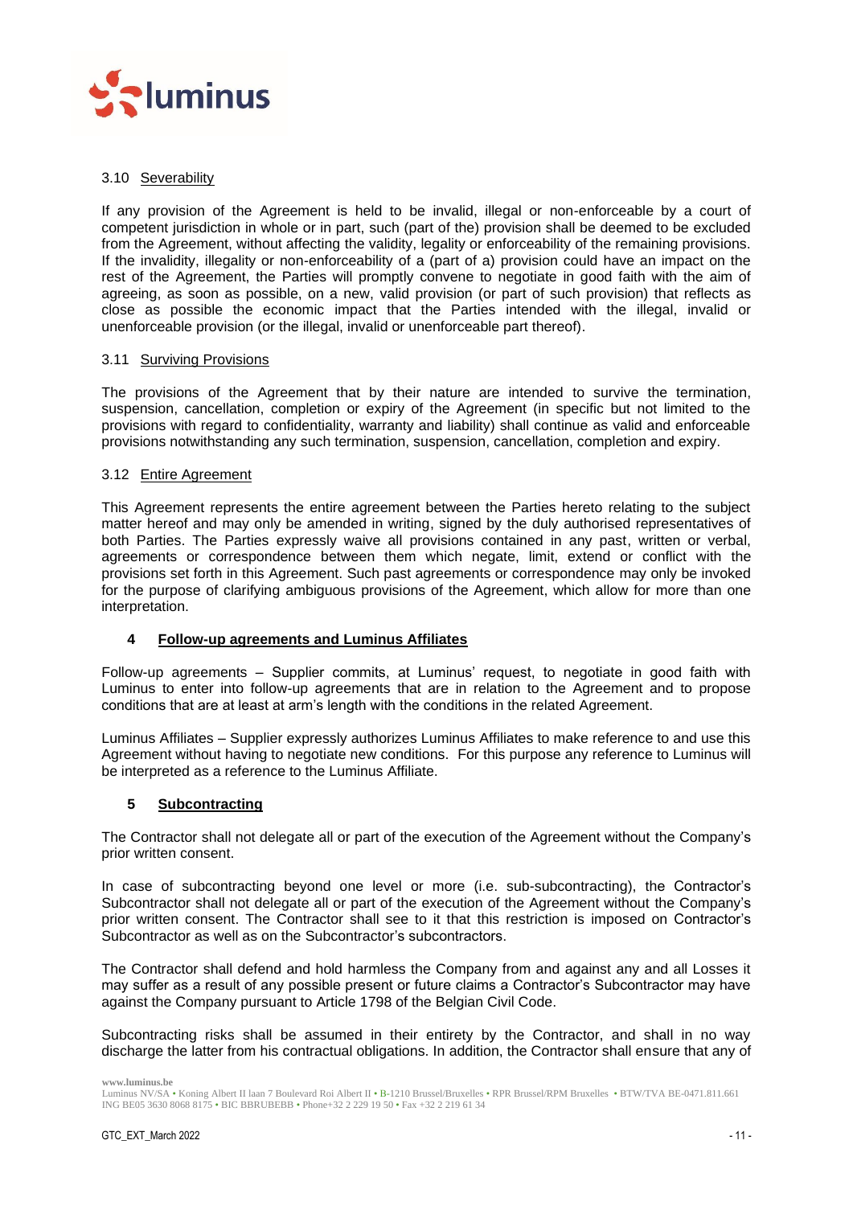### 3.10 Severability

If any provision of the Agreement is held to be invalid, illegal or non-enforceable by a court of competent jurisdiction in whole or in part, such (part of the) provision shall be deemed to be excluded from the Agreement, without affecting the validity, legality or enforceability of the remaining provisions. If the invalidity, illegality or non-enforceability of a (part of a) provision could have an impact on the rest of the Agreement, the Parties will promptly convene to negotiate in good faith with the aim of agreeing, as soon as possible, on a new, valid provision (or part of such provision) that reflects as close as possible the economic impact that the Parties intended with the illegal, invalid or unenforceable provision (or the illegal, invalid or unenforceable part thereof).

### 3.11 Surviving Provisions

The provisions of the Agreement that by their nature are intended to survive the termination, suspension, cancellation, completion or expiry of the Agreement (in specific but not limited to the provisions with regard to confidentiality, warranty and liability) shall continue as valid and enforceable provisions notwithstanding any such termination, suspension, cancellation, completion and expiry.

### 3.12 Entire Agreement

This Agreement represents the entire agreement between the Parties hereto relating to the subject matter hereof and may only be amended in writing, signed by the duly authorised representatives of both Parties. The Parties expressly waive all provisions contained in any past, written or verbal, agreements or correspondence between them which negate, limit, extend or conflict with the provisions set forth in this Agreement. Such past agreements or correspondence may only be invoked for the purpose of clarifying ambiguous provisions of the Agreement, which allow for more than one interpretation.

## 4 Follow-up agreements and Luminus Affiliates

Follow-up agreements – Supplier commits, at Luminus' request, to negotiate in good faith with Luminus to enter into follow-up agreements that are in relation to the Agreement and to propose conditions that are at least at arm's length with the conditions in the related Agreement.

Luminus Affiliates – Supplier expressly authorizes Luminus Affiliates to make reference to and use this Agreement without having to negotiate new conditions. For this purpose any reference to Luminus will be interpreted as a reference to the Luminus Affiliate.

## 5 Subcontracting

The Contractor shall not delegate all or part of the execution of the Agreement without the Company's prior written consent.

In case of subcontracting beyond one level or more (i.e. sub-subcontracting), the Contractor's Subcontractor shall not delegate all or part of the execution of the Agreement without the Company's prior written consent. The Contractor shall see to it that this restriction is imposed on Contractor's Subcontractor as well as on the Subcontractor's subcontractors.

The Contractor shall defend and hold harmless the Company from and against any and all Losses it may suffer as a result of any possible present or future claims a Contractor's Subcontractor may have against the Company pursuant to Article 1798 of the Belgian Civil Code.

Subcontracting risks shall be assumed in their entirety by the Contractor, and shall in no way discharge the latter from his contractual obligations. In addition, the Contractor shall ensure that any of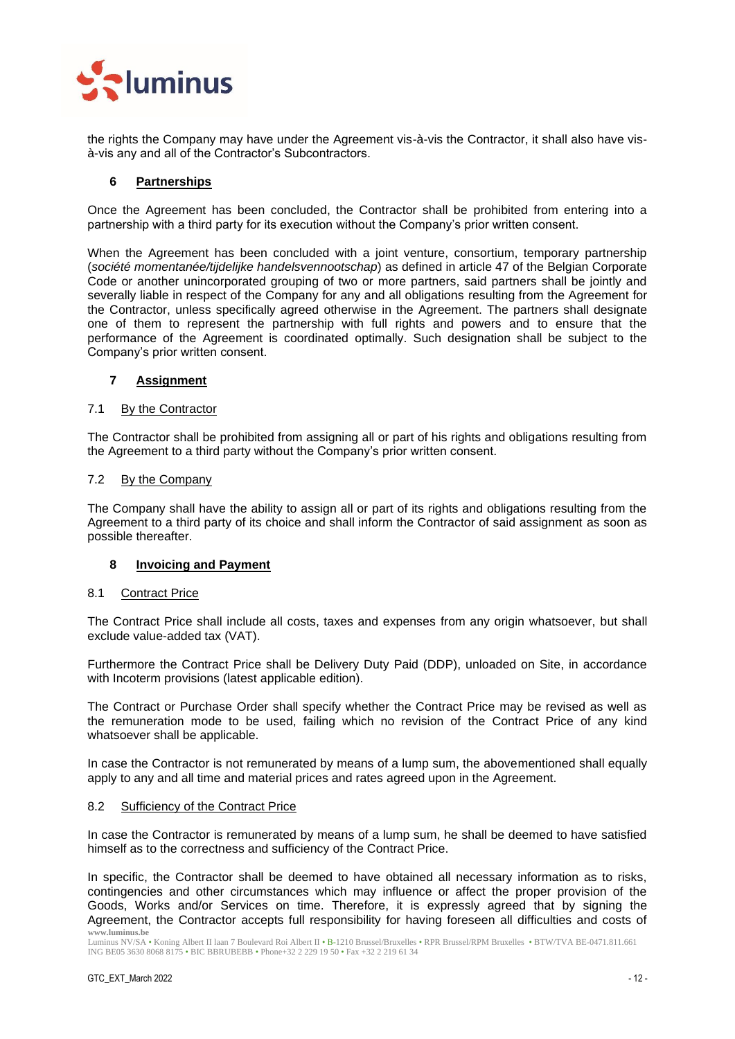the rights the Company may have under the Agreement vis-à-vis the Contractor, it shall also have vis-à-vis any and all of the Contractor's Subcontractors.

## 6 Partnerships

Once the Agreement has been concluded, the Contractor shall be prohibited from entering into a partnership with a third party for its execution without the Company's prior written consent.

When the Agreement has been concluded with a joint venture, consortium, temporary partnership (*société momentanée/tijdelijke handelsvennootschap*) as defined in article 47 of the Belgian Corporate Code or another unincorporated grouping of two or more partners, said partners shall be jointly and severally liable in respect of the Company for any and all obligations resulting from the Agreement for the Contractor, unless specifically agreed otherwise in the Agreement. The partners shall designate one of them to represent the partnership with full rights and powers and to ensure that the performance of the Agreement is coordinated optimally. Such designation shall be subject to the Company's prior written consent.

## 7 Assignment

### 7.1 By the Contractor

The Contractor shall be prohibited from assigning all or part of his rights and obligations resulting from the Agreement to a third party without the Company's prior written consent.

### 7.2 By the Company

The Company shall have the ability to assign all or part of its rights and obligations resulting from the Agreement to a third party of its choice and shall inform the Contractor of said assignment as soon as possible thereafter.

## 8 Invoicing and Payment

### 8.1 Contract Price

The Contract Price shall include all costs, taxes and expenses from any origin whatsoever, but shall exclude value-added tax (VAT).

Furthermore the Contract Price shall be Delivery Duty Paid (DDP), unloaded on Site, in accordance with Incoterm provisions (latest applicable edition).

The Contract or Purchase Order shall specify whether the Contract Price may be revised as well as the remuneration mode to be used, failing which no revision of the Contract Price of any kind whatsoever shall be applicable.

In case the Contractor is not remunerated by means of a lump sum, the abovementioned shall equally apply to any and all time and material prices and rates agreed upon in the Agreement.

### 8.2 Sufficiency of the Contract Price

In case the Contractor is remunerated by means of a lump sum, he shall be deemed to have satisfied himself as to the correctness and sufficiency of the Contract Price.

In specific, the Contractor shall be deemed to have obtained all necessary information as to risks, contingencies and other circumstances which may influence or affect the proper provision of the Goods, Works and/or Services on time. Therefore, it is expressly agreed that by signing the Agreement, the Contractor accepts full responsibility for having foreseen all difficulties and costs of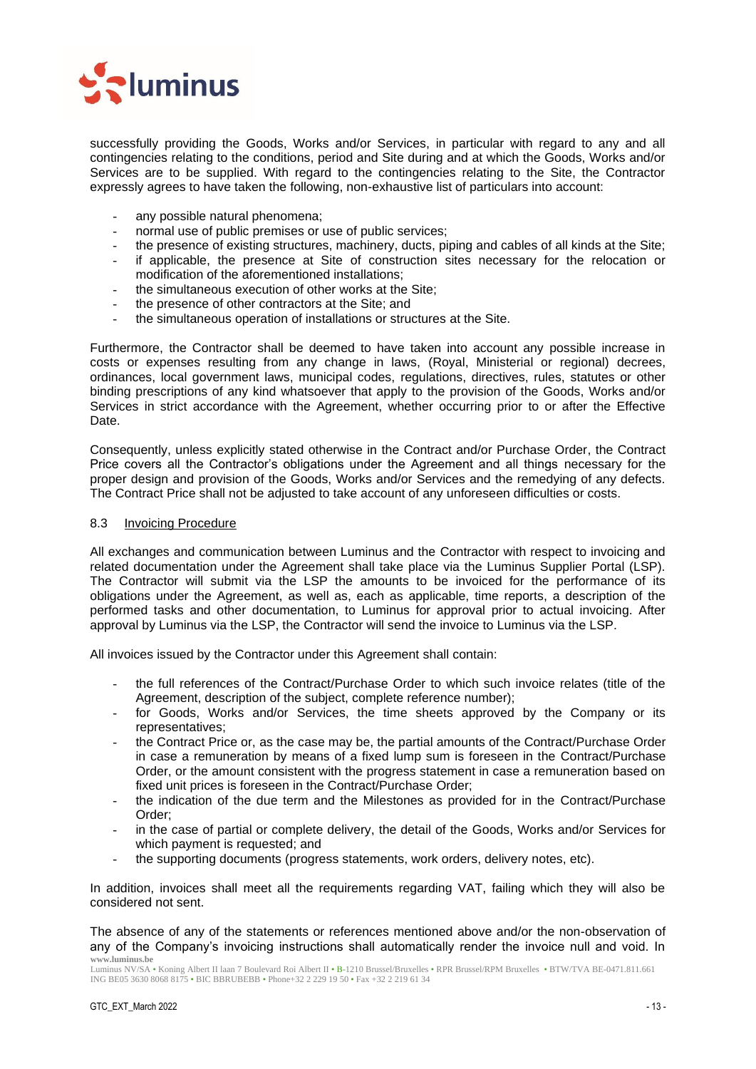successfully providing the Goods, Works and/or Services, in particular with regard to any and all contingencies relating to the conditions, period and Site during and at which the Goods, Works and/or Services are to be supplied. With regard to the contingencies relating to the Site, the Contractor expressly agrees to have taken the following, non-exhaustive list of particulars into account:

- any possible natural phenomena;
- normal use of public premises or use of public services;
- the presence of existing structures, machinery, ducts, piping and cables of all kinds at the Site;
- if applicable, the presence at Site of construction sites necessary for the relocation or modification of the aforementioned installations;
- the simultaneous execution of other works at the Site;
- the presence of other contractors at the Site; and
- the simultaneous operation of installations or structures at the Site.

Furthermore, the Contractor shall be deemed to have taken into account any possible increase in costs or expenses resulting from any change in laws, (Royal, Ministerial or regional) decrees, ordinances, local government laws, municipal codes, regulations, directives, rules, statutes or other binding prescriptions of any kind whatsoever that apply to the provision of the Goods, Works and/or Services in strict accordance with the Agreement, whether occurring prior to or after the Effective Date.

Consequently, unless explicitly stated otherwise in the Contract and/or Purchase Order, the Contract Price covers all the Contractor's obligations under the Agreement and all things necessary for the proper design and provision of the Goods, Works and/or Services and the remedying of any defects. The Contract Price shall not be adjusted to take account of any unforeseen difficulties or costs.

### 8.3 Invoicing Procedure

All exchanges and communication between Luminus and the Contractor with respect to invoicing and related documentation under the Agreement shall take place via the Luminus Supplier Portal (LSP). The Contractor will submit via the LSP the amounts to be invoiced for the performance of its obligations under the Agreement, as well as, each as applicable, time reports, a description of the performed tasks and other documentation, to Luminus for approval prior to actual invoicing. After approval by Luminus via the LSP, the Contractor will send the invoice to Luminus via the LSP.

All invoices issued by the Contractor under this Agreement shall contain:

- the full references of the Contract/Purchase Order to which such invoice relates (title of the Agreement, description of the subject, complete reference number);
- for Goods, Works and/or Services, the time sheets approved by the Company or its representatives;
- the Contract Price or, as the case may be, the partial amounts of the Contract/Purchase Order in case a remuneration by means of a fixed lump sum is foreseen in the Contract/Purchase Order, or the amount consistent with the progress statement in case a remuneration based on fixed unit prices is foreseen in the Contract/Purchase Order;
- the indication of the due term and the Milestones as provided for in the Contract/Purchase Order;
- in the case of partial or complete delivery, the detail of the Goods, Works and/or Services for which payment is requested; and
- the supporting documents (progress statements, work orders, delivery notes, etc).

In addition, invoices shall meet all the requirements regarding VAT, failing which they will also be considered not sent.

The absence of any of the statements or references mentioned above and/or the non-observation of any of the Company's invoicing instructions shall automatically render the invoice null and void. In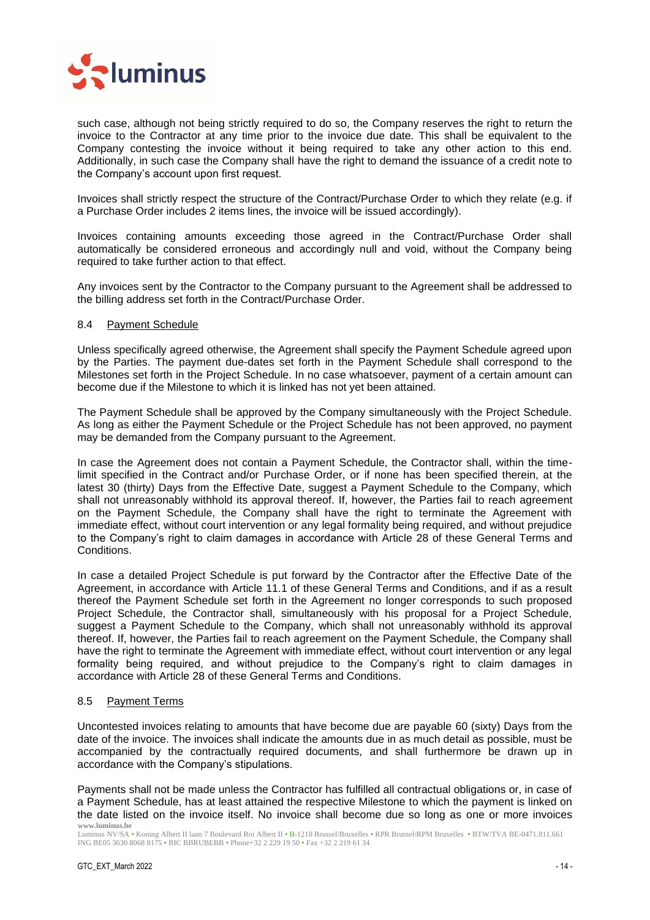such case, although not being strictly required to do so, the Company reserves the right to return the invoice to the Contractor at any time prior to the invoice due date. This shall be equivalent to the Company contesting the invoice without it being required to take any other action to this end. Additionally, in such case the Company shall have the right to demand the issuance of a credit note to the Company's account upon first request.

Invoices shall strictly respect the structure of the Contract/Purchase Order to which they relate (e.g. if a Purchase Order includes 2 items lines, the invoice will be issued accordingly).

Invoices containing amounts exceeding those agreed in the Contract/Purchase Order shall automatically be considered erroneous and accordingly null and void, without the Company being required to take further action to that effect.

Any invoices sent by the Contractor to the Company pursuant to the Agreement shall be addressed to the billing address set forth in the Contract/Purchase Order.

### 8.4 Payment Schedule

Unless specifically agreed otherwise, the Agreement shall specify the Payment Schedule agreed upon by the Parties. The payment due-dates set forth in the Payment Schedule shall correspond to the Milestones set forth in the Project Schedule. In no case whatsoever, payment of a certain amount can become due if the Milestone to which it is linked has not yet been attained.

The Payment Schedule shall be approved by the Company simultaneously with the Project Schedule. As long as either the Payment Schedule or the Project Schedule has not been approved, no payment may be demanded from the Company pursuant to the Agreement.

In case the Agreement does not contain a Payment Schedule, the Contractor shall, within the time-limit specified in the Contract and/or Purchase Order, or if none has been specified therein, at the latest 30 (thirty) Days from the Effective Date, suggest a Payment Schedule to the Company, which shall not unreasonably withhold its approval thereof. If, however, the Parties fail to reach agreement on the Payment Schedule, the Company shall have the right to terminate the Agreement with immediate effect, without court intervention or any legal formality being required, and without prejudice to the Company's right to claim damages in accordance with Article 28 of these General Terms and Conditions.

In case a detailed Project Schedule is put forward by the Contractor after the Effective Date of the Agreement, in accordance with Article 11.1 of these General Terms and Conditions, and if as a result thereof the Payment Schedule set forth in the Agreement no longer corresponds to such proposed Project Schedule, the Contractor shall, simultaneously with his proposal for a Project Schedule, suggest a Payment Schedule to the Company, which shall not unreasonably withhold its approval thereof. If, however, the Parties fail to reach agreement on the Payment Schedule, the Company shall have the right to terminate the Agreement with immediate effect, without court intervention or any legal formality being required, and without prejudice to the Company's right to claim damages in accordance with Article 28 of these General Terms and Conditions.

### 8.5 Payment Terms

Uncontested invoices relating to amounts that have become due are payable 60 (sixty) Days from the date of the invoice. The invoices shall indicate the amounts due in as much detail as possible, must be accompanied by the contractually required documents, and shall furthermore be drawn up in accordance with the Company's stipulations.

Payments shall not be made unless the Contractor has fulfilled all contractual obligations or, in case of a Payment Schedule, has at least attained the respective Milestone to which the payment is linked on the date listed on the invoice itself. No invoice shall become due so long as one or more invoices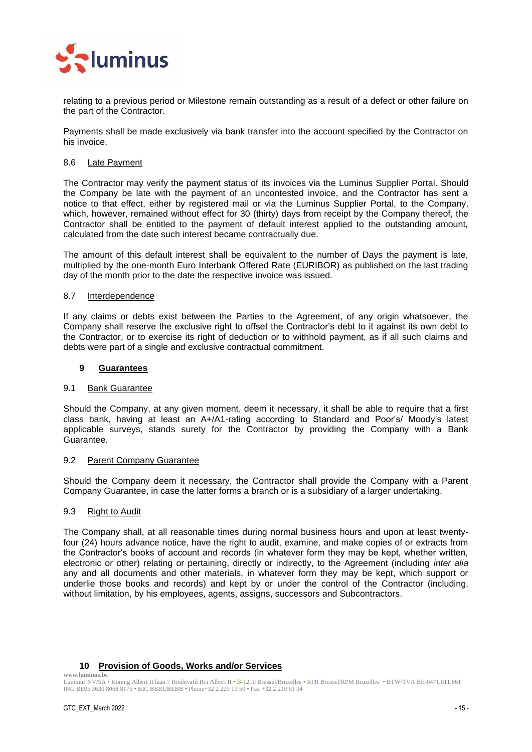relating to a previous period or Milestone remain outstanding as a result of a defect or other failure on the part of the Contractor.

Payments shall be made exclusively via bank transfer into the account specified by the Contractor on his invoice.

### 8.6 Late Payment

The Contractor may verify the payment status of its invoices via the Luminus Supplier Portal. Should the Company be late with the payment of an uncontested invoice, and the Contractor has sent a notice to that effect, either by registered mail or via the Luminus Supplier Portal, to the Company, which, however, remained without effect for 30 (thirty) days from receipt by the Company thereof, the Contractor shall be entitled to the payment of default interest applied to the outstanding amount, calculated from the date such interest became contractually due.

The amount of this default interest shall be equivalent to the number of Days the payment is late, multiplied by the one-month Euro Interbank Offered Rate (EURIBOR) as published on the last trading day of the month prior to the date the respective invoice was issued.

### 8.7 Interdependence

If any claims or debts exist between the Parties to the Agreement, of any origin whatsoever, the Company shall reserve the exclusive right to offset the Contractor's debt to it against its own debt to the Contractor, or to exercise its right of deduction or to withhold payment, as if all such claims and debts were part of a single and exclusive contractual commitment.

## 9 Guarantees

### 9.1 Bank Guarantee

Should the Company, at any given moment, deem it necessary, it shall be able to require that a first class bank, having at least an A+/A1-rating according to Standard and Poor's/ Moody's latest applicable surveys, stands surety for the Contractor by providing the Company with a Bank Guarantee.

### 9.2 Parent Company Guarantee

Should the Company deem it necessary, the Contractor shall provide the Company with a Parent Company Guarantee, in case the latter forms a branch or is a subsidiary of a larger undertaking.

### 9.3 Right to Audit

The Company shall, at all reasonable times during normal business hours and upon at least twenty-four (24) hours advance notice, have the right to audit, examine, and make copies of or extracts from the Contractor's books of account and records (in whatever form they may be kept, whether written, electronic or other) relating or pertaining, directly or indirectly, to the Agreement (including *inter alia* any and all documents and other materials, in whatever form they may be kept, which support or underlie those books and records) and kept by or under the control of the Contractor (including, without limitation, by his employees, agents, assigns, successors and Subcontractors.

## 10 Provision of Goods, Works and/or Services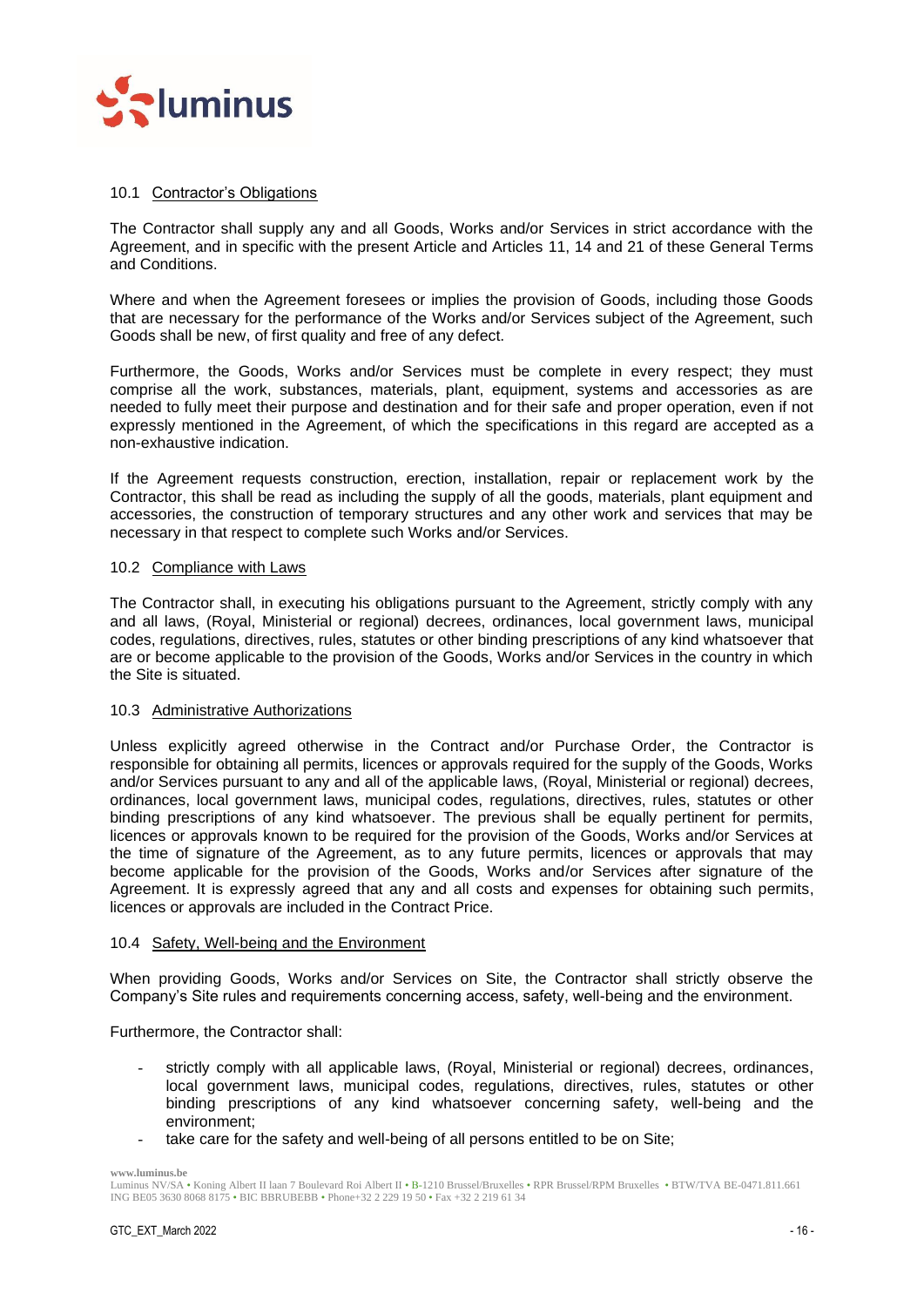### 10.1 Contractor's Obligations

The Contractor shall supply any and all Goods, Works and/or Services in strict accordance with the Agreement, and in specific with the present Article and Articles 11, 14 and 21 of these General Terms and Conditions.

Where and when the Agreement foresees or implies the provision of Goods, including those Goods that are necessary for the performance of the Works and/or Services subject of the Agreement, such Goods shall be new, of first quality and free of any defect.

Furthermore, the Goods, Works and/or Services must be complete in every respect; they must comprise all the work, substances, materials, plant, equipment, systems and accessories as are needed to fully meet their purpose and destination and for their safe and proper operation, even if not expressly mentioned in the Agreement, of which the specifications in this regard are accepted as a non-exhaustive indication.

If the Agreement requests construction, erection, installation, repair or replacement work by the Contractor, this shall be read as including the supply of all the goods, materials, plant equipment and accessories, the construction of temporary structures and any other work and services that may be necessary in that respect to complete such Works and/or Services.

### 10.2 Compliance with Laws

The Contractor shall, in executing his obligations pursuant to the Agreement, strictly comply with any and all laws, (Royal, Ministerial or regional) decrees, ordinances, local government laws, municipal codes, regulations, directives, rules, statutes or other binding prescriptions of any kind whatsoever that are or become applicable to the provision of the Goods, Works and/or Services in the country in which the Site is situated.

### 10.3 Administrative Authorizations

Unless explicitly agreed otherwise in the Contract and/or Purchase Order, the Contractor is responsible for obtaining all permits, licences or approvals required for the supply of the Goods, Works and/or Services pursuant to any and all of the applicable laws, (Royal, Ministerial or regional) decrees, ordinances, local government laws, municipal codes, regulations, directives, rules, statutes or other binding prescriptions of any kind whatsoever. The previous shall be equally pertinent for permits, licences or approvals known to be required for the provision of the Goods, Works and/or Services at the time of signature of the Agreement, as to any future permits, licences or approvals that may become applicable for the provision of the Goods, Works and/or Services after signature of the Agreement. It is expressly agreed that any and all costs and expenses for obtaining such permits, licences or approvals are included in the Contract Price.

### 10.4 Safety, Well-being and the Environment

When providing Goods, Works and/or Services on Site, the Contractor shall strictly observe the Company's Site rules and requirements concerning access, safety, well-being and the environment.

Furthermore, the Contractor shall:

- strictly comply with all applicable laws, (Royal, Ministerial or regional) decrees, ordinances, local government laws, municipal codes, regulations, directives, rules, statutes or other binding prescriptions of any kind whatsoever concerning safety, well-being and the environment;
- take care for the safety and well-being of all persons entitled to be on Site;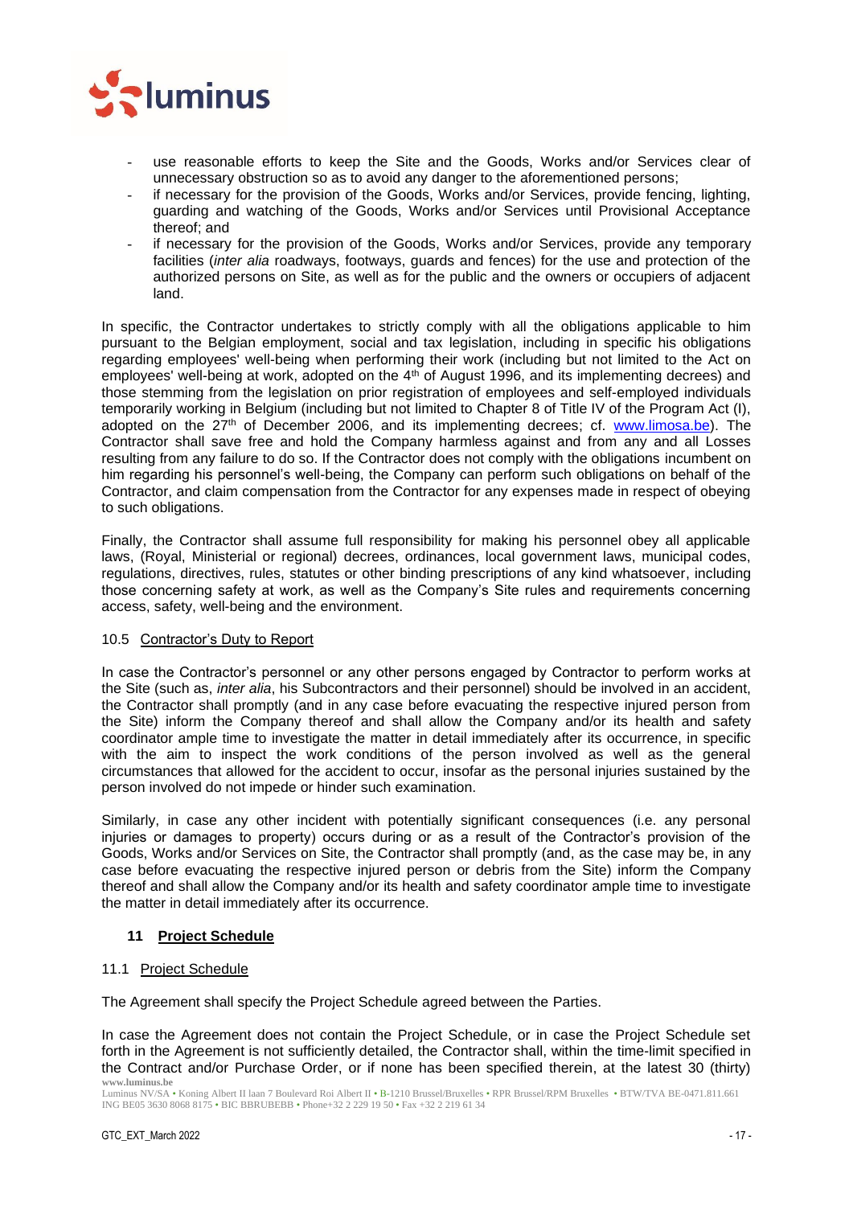- use reasonable efforts to keep the Site and the Goods, Works and/or Services clear of unnecessary obstruction so as to avoid any danger to the aforementioned persons;
- if necessary for the provision of the Goods, Works and/or Services, provide fencing, lighting, guarding and watching of the Goods, Works and/or Services until Provisional Acceptance thereof; and
- if necessary for the provision of the Goods, Works and/or Services, provide any temporary facilities (*inter alia* roadways, footways, guards and fences) for the use and protection of the authorized persons on Site, as well as for the public and the owners or occupiers of adjacent land.

In specific, the Contractor undertakes to strictly comply with all the obligations applicable to him pursuant to the Belgian employment, social and tax legislation, including in specific his obligations regarding employees' well-being when performing their work (including but not limited to the Act on employees' well-being at work, adopted on the 4th of August 1996, and its implementing decrees) and those stemming from the legislation on prior registration of employees and self-employed individuals temporarily working in Belgium (including but not limited to Chapter 8 of Title IV of the Program Act (I), adopted on the 27th of December 2006, and its implementing decrees; cf. www.limosa.be). The Contractor shall save free and hold the Company harmless against and from any and all Losses resulting from any failure to do so. If the Contractor does not comply with the obligations incumbent on him regarding his personnel's well-being, the Company can perform such obligations on behalf of the Contractor, and claim compensation from the Contractor for any expenses made in respect of obeying to such obligations.

Finally, the Contractor shall assume full responsibility for making his personnel obey all applicable laws, (Royal, Ministerial or regional) decrees, ordinances, local government laws, municipal codes, regulations, directives, rules, statutes or other binding prescriptions of any kind whatsoever, including those concerning safety at work, as well as the Company's Site rules and requirements concerning access, safety, well-being and the environment.

### 10.5 Contractor's Duty to Report

In case the Contractor's personnel or any other persons engaged by Contractor to perform works at the Site (such as, *inter alia*, his Subcontractors and their personnel) should be involved in an accident, the Contractor shall promptly (and in any case before evacuating the respective injured person from the Site) inform the Company thereof and shall allow the Company and/or its health and safety coordinator ample time to investigate the matter in detail immediately after its occurrence, in specific with the aim to inspect the work conditions of the person involved as well as the general circumstances that allowed for the accident to occur, insofar as the personal injuries sustained by the person involved do not impede or hinder such examination.

Similarly, in case any other incident with potentially significant consequences (i.e. any personal injuries or damages to property) occurs during or as a result of the Contractor's provision of the Goods, Works and/or Services on Site, the Contractor shall promptly (and, as the case may be, in any case before evacuating the respective injured person or debris from the Site) inform the Company thereof and shall allow the Company and/or its health and safety coordinator ample time to investigate the matter in detail immediately after its occurrence.

## 11 Project Schedule

### 11.1 Project Schedule

The Agreement shall specify the Project Schedule agreed between the Parties.

In case the Agreement does not contain the Project Schedule, or in case the Project Schedule set forth in the Agreement is not sufficiently detailed, the Contractor shall, within the time-limit specified in the Contract and/or Purchase Order, or if none has been specified therein, at the latest 30 (thirty)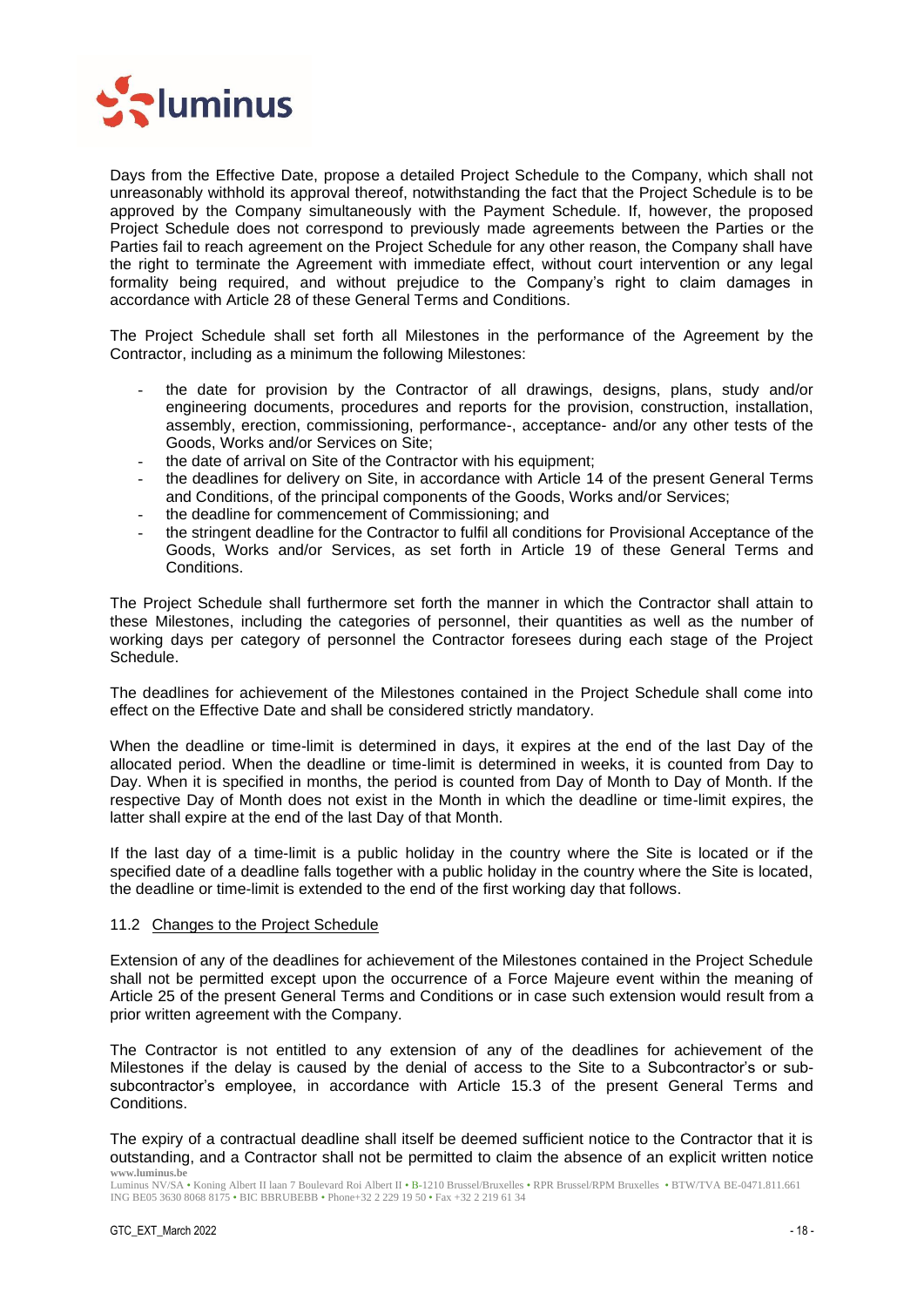Days from the Effective Date, propose a detailed Project Schedule to the Company, which shall not unreasonably withhold its approval thereof, notwithstanding the fact that the Project Schedule is to be approved by the Company simultaneously with the Payment Schedule. If, however, the proposed Project Schedule does not correspond to previously made agreements between the Parties or the Parties fail to reach agreement on the Project Schedule for any other reason, the Company shall have the right to terminate the Agreement with immediate effect, without court intervention or any legal formality being required, and without prejudice to the Company's right to claim damages in accordance with Article 28 of these General Terms and Conditions.

The Project Schedule shall set forth all Milestones in the performance of the Agreement by the Contractor, including as a minimum the following Milestones:

- the date for provision by the Contractor of all drawings, designs, plans, study and/or engineering documents, procedures and reports for the provision, construction, installation, assembly, erection, commissioning, performance-, acceptance- and/or any other tests of the Goods, Works and/or Services on Site;
- the date of arrival on Site of the Contractor with his equipment;
- the deadlines for delivery on Site, in accordance with Article 14 of the present General Terms and Conditions, of the principal components of the Goods, Works and/or Services;
- the deadline for commencement of Commissioning; and
- the stringent deadline for the Contractor to fulfil all conditions for Provisional Acceptance of the Goods, Works and/or Services, as set forth in Article 19 of these General Terms and Conditions.

The Project Schedule shall furthermore set forth the manner in which the Contractor shall attain to these Milestones, including the categories of personnel, their quantities as well as the number of working days per category of personnel the Contractor foresees during each stage of the Project Schedule.

The deadlines for achievement of the Milestones contained in the Project Schedule shall come into effect on the Effective Date and shall be considered strictly mandatory.

When the deadline or time-limit is determined in days, it expires at the end of the last Day of the allocated period. When the deadline or time-limit is determined in weeks, it is counted from Day to Day. When it is specified in months, the period is counted from Day of Month to Day of Month. If the respective Day of Month does not exist in the Month in which the deadline or time-limit expires, the latter shall expire at the end of the last Day of that Month.

If the last day of a time-limit is a public holiday in the country where the Site is located or if the specified date of a deadline falls together with a public holiday in the country where the Site is located, the deadline or time-limit is extended to the end of the first working day that follows.

### 11.2 Changes to the Project Schedule

Extension of any of the deadlines for achievement of the Milestones contained in the Project Schedule shall not be permitted except upon the occurrence of a Force Majeure event within the meaning of Article 25 of the present General Terms and Conditions or in case such extension would result from a prior written agreement with the Company.

The Contractor is not entitled to any extension of any of the deadlines for achievement of the Milestones if the delay is caused by the denial of access to the Site to a Subcontractor's or sub-subcontractor's employee, in accordance with Article 15.3 of the present General Terms and Conditions.

The expiry of a contractual deadline shall itself be deemed sufficient notice to the Contractor that it is outstanding, and a Contractor shall not be permitted to claim the absence of an explicit written notice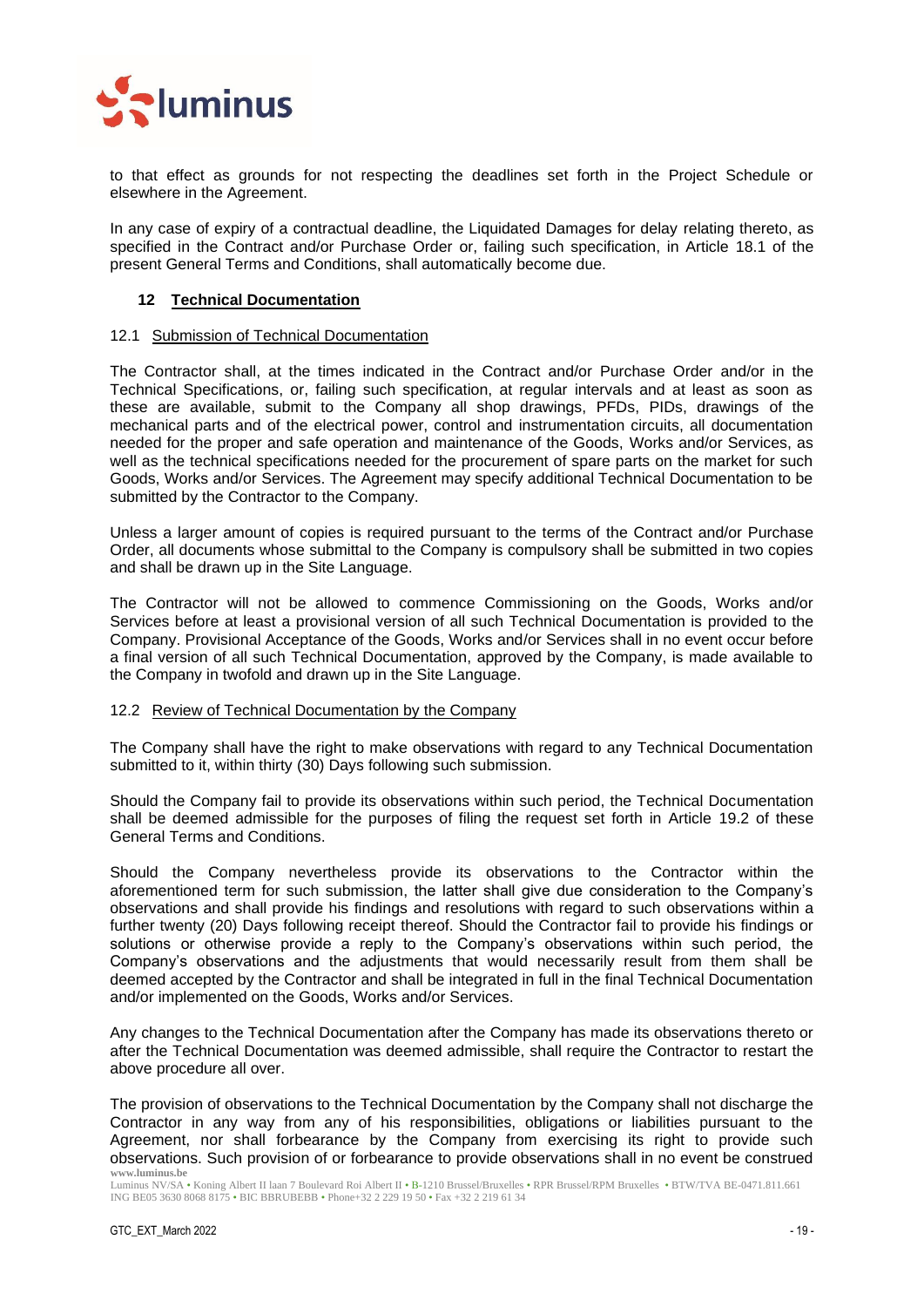to that effect as grounds for not respecting the deadlines set forth in the Project Schedule or elsewhere in the Agreement.

In any case of expiry of a contractual deadline, the Liquidated Damages for delay relating thereto, as specified in the Contract and/or Purchase Order or, failing such specification, in Article 18.1 of the present General Terms and Conditions, shall automatically become due.

## 12 Technical Documentation

### 12.1 Submission of Technical Documentation

The Contractor shall, at the times indicated in the Contract and/or Purchase Order and/or in the Technical Specifications, or, failing such specification, at regular intervals and at least as soon as these are available, submit to the Company all shop drawings, PFDs, PIDs, drawings of the mechanical parts and of the electrical power, control and instrumentation circuits, all documentation needed for the proper and safe operation and maintenance of the Goods, Works and/or Services, as well as the technical specifications needed for the procurement of spare parts on the market for such Goods, Works and/or Services. The Agreement may specify additional Technical Documentation to be submitted by the Contractor to the Company.

Unless a larger amount of copies is required pursuant to the terms of the Contract and/or Purchase Order, all documents whose submittal to the Company is compulsory shall be submitted in two copies and shall be drawn up in the Site Language.

The Contractor will not be allowed to commence Commissioning on the Goods, Works and/or Services before at least a provisional version of all such Technical Documentation is provided to the Company. Provisional Acceptance of the Goods, Works and/or Services shall in no event occur before a final version of all such Technical Documentation, approved by the Company, is made available to the Company in twofold and drawn up in the Site Language.

### 12.2 Review of Technical Documentation by the Company

The Company shall have the right to make observations with regard to any Technical Documentation submitted to it, within thirty (30) Days following such submission.

Should the Company fail to provide its observations within such period, the Technical Documentation shall be deemed admissible for the purposes of filing the request set forth in Article 19.2 of these General Terms and Conditions.

Should the Company nevertheless provide its observations to the Contractor within the aforementioned term for such submission, the latter shall give due consideration to the Company's observations and shall provide his findings and resolutions with regard to such observations within a further twenty (20) Days following receipt thereof. Should the Contractor fail to provide his findings or solutions or otherwise provide a reply to the Company's observations within such period, the Company's observations and the adjustments that would necessarily result from them shall be deemed accepted by the Contractor and shall be integrated in full in the final Technical Documentation and/or implemented on the Goods, Works and/or Services.

Any changes to the Technical Documentation after the Company has made its observations thereto or after the Technical Documentation was deemed admissible, shall require the Contractor to restart the above procedure all over.

The provision of observations to the Technical Documentation by the Company shall not discharge the Contractor in any way from any of his responsibilities, obligations or liabilities pursuant to the Agreement, nor shall forbearance by the Company from exercising its right to provide such observations. Such provision of or forbearance to provide observations shall in no event be construed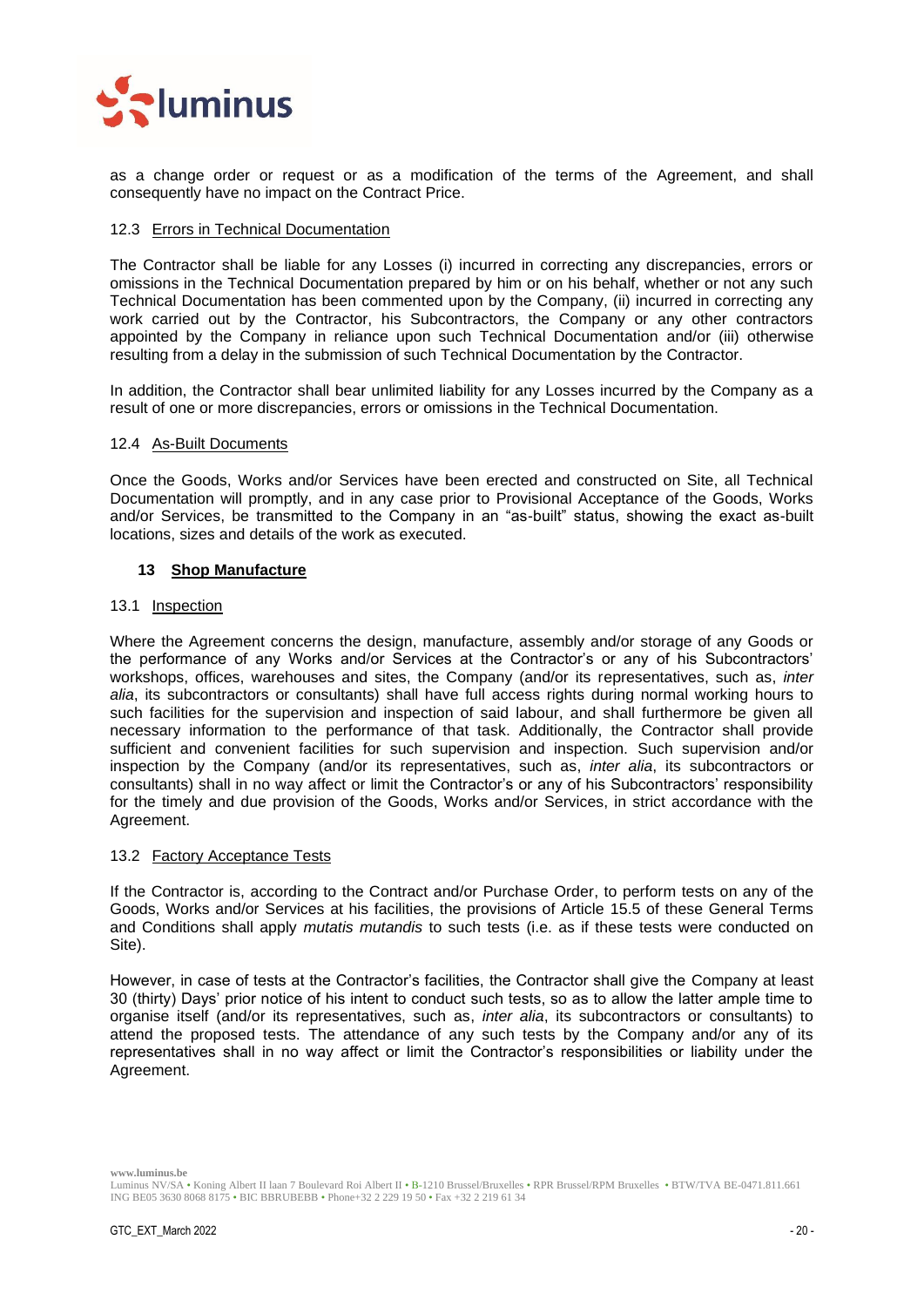as a change order or request or as a modification of the terms of the Agreement, and shall consequently have no impact on the Contract Price.

### 12.3 Errors in Technical Documentation

The Contractor shall be liable for any Losses (i) incurred in correcting any discrepancies, errors or omissions in the Technical Documentation prepared by him or on his behalf, whether or not any such Technical Documentation has been commented upon by the Company, (ii) incurred in correcting any work carried out by the Contractor, his Subcontractors, the Company or any other contractors appointed by the Company in reliance upon such Technical Documentation and/or (iii) otherwise resulting from a delay in the submission of such Technical Documentation by the Contractor.

In addition, the Contractor shall bear unlimited liability for any Losses incurred by the Company as a result of one or more discrepancies, errors or omissions in the Technical Documentation.

### 12.4 As-Built Documents

Once the Goods, Works and/or Services have been erected and constructed on Site, all Technical Documentation will promptly, and in any case prior to Provisional Acceptance of the Goods, Works and/or Services, be transmitted to the Company in an "as-built" status, showing the exact as-built locations, sizes and details of the work as executed.

## 13 Shop Manufacture

### 13.1 Inspection

Where the Agreement concerns the design, manufacture, assembly and/or storage of any Goods or the performance of any Works and/or Services at the Contractor's or any of his Subcontractors' workshops, offices, warehouses and sites, the Company (and/or its representatives, such as, *inter alia*, its subcontractors or consultants) shall have full access rights during normal working hours to such facilities for the supervision and inspection of said labour, and shall furthermore be given all necessary information to the performance of that task. Additionally, the Contractor shall provide sufficient and convenient facilities for such supervision and inspection. Such supervision and/or inspection by the Company (and/or its representatives, such as, *inter alia*, its subcontractors or consultants) shall in no way affect or limit the Contractor's or any of his Subcontractors' responsibility for the timely and due provision of the Goods, Works and/or Services, in strict accordance with the Agreement.

### 13.2 Factory Acceptance Tests

If the Contractor is, according to the Contract and/or Purchase Order, to perform tests on any of the Goods, Works and/or Services at his facilities, the provisions of Article 15.5 of these General Terms and Conditions shall apply *mutatis mutandis* to such tests (i.e. as if these tests were conducted on Site).

However, in case of tests at the Contractor's facilities, the Contractor shall give the Company at least 30 (thirty) Days' prior notice of his intent to conduct such tests, so as to allow the latter ample time to organise itself (and/or its representatives, such as, *inter alia*, its subcontractors or consultants) to attend the proposed tests. The attendance of any such tests by the Company and/or any of its representatives shall in no way affect or limit the Contractor's responsibilities or liability under the Agreement.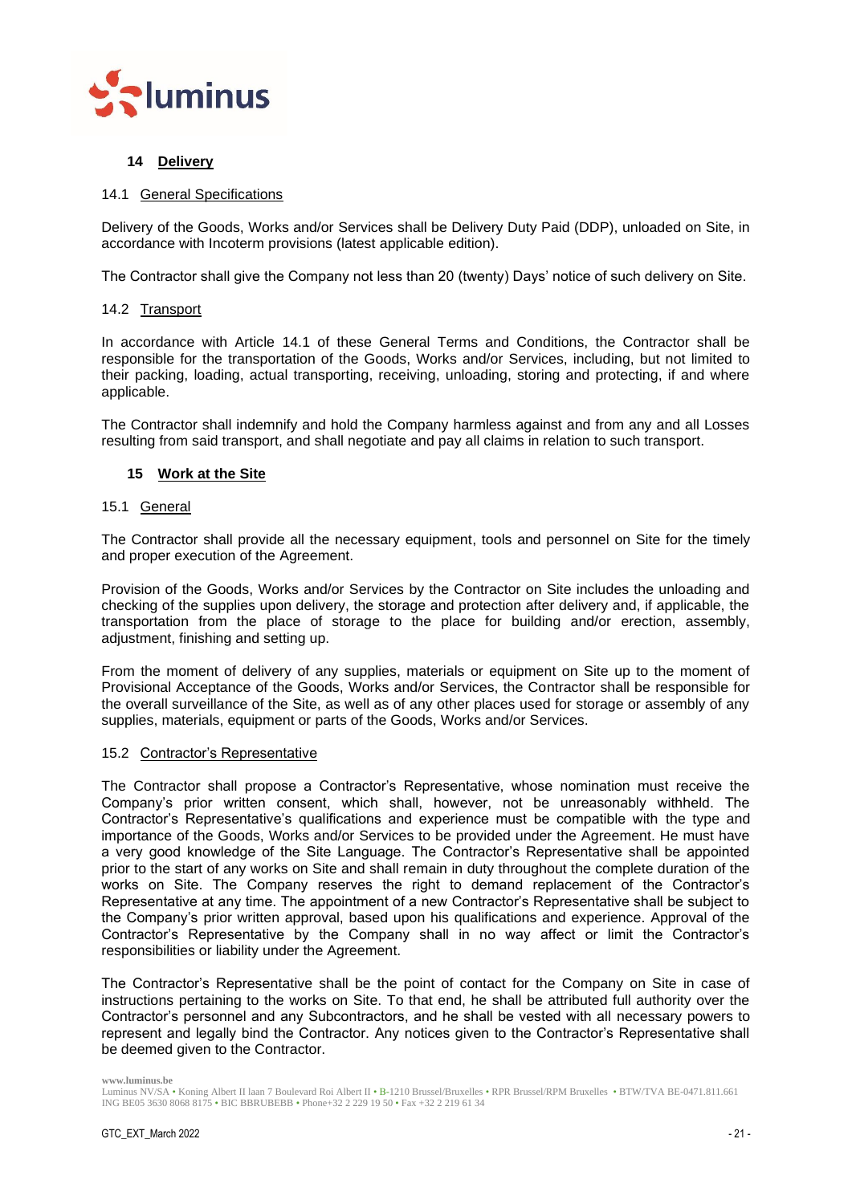## 14 Delivery

### 14.1 General Specifications

Delivery of the Goods, Works and/or Services shall be Delivery Duty Paid (DDP), unloaded on Site, in accordance with Incoterm provisions (latest applicable edition).

The Contractor shall give the Company not less than 20 (twenty) Days' notice of such delivery on Site.

### 14.2 Transport

In accordance with Article 14.1 of these General Terms and Conditions, the Contractor shall be responsible for the transportation of the Goods, Works and/or Services, including, but not limited to their packing, loading, actual transporting, receiving, unloading, storing and protecting, if and where applicable.

The Contractor shall indemnify and hold the Company harmless against and from any and all Losses resulting from said transport, and shall negotiate and pay all claims in relation to such transport.

## 15 Work at the Site

### 15.1 General

The Contractor shall provide all the necessary equipment, tools and personnel on Site for the timely and proper execution of the Agreement.

Provision of the Goods, Works and/or Services by the Contractor on Site includes the unloading and checking of the supplies upon delivery, the storage and protection after delivery and, if applicable, the transportation from the place of storage to the place for building and/or erection, assembly, adjustment, finishing and setting up.

From the moment of delivery of any supplies, materials or equipment on Site up to the moment of Provisional Acceptance of the Goods, Works and/or Services, the Contractor shall be responsible for the overall surveillance of the Site, as well as of any other places used for storage or assembly of any supplies, materials, equipment or parts of the Goods, Works and/or Services.

### 15.2 Contractor's Representative

The Contractor shall propose a Contractor's Representative, whose nomination must receive the Company's prior written consent, which shall, however, not be unreasonably withheld. The Contractor's Representative's qualifications and experience must be compatible with the type and importance of the Goods, Works and/or Services to be provided under the Agreement. He must have a very good knowledge of the Site Language. The Contractor's Representative shall be appointed prior to the start of any works on Site and shall remain in duty throughout the complete duration of the works on Site. The Company reserves the right to demand replacement of the Contractor's Representative at any time. The appointment of a new Contractor's Representative shall be subject to the Company's prior written approval, based upon his qualifications and experience. Approval of the Contractor's Representative by the Company shall in no way affect or limit the Contractor's responsibilities or liability under the Agreement.

The Contractor's Representative shall be the point of contact for the Company on Site in case of instructions pertaining to the works on Site. To that end, he shall be attributed full authority over the Contractor's personnel and any Subcontractors, and he shall be vested with all necessary powers to represent and legally bind the Contractor. Any notices given to the Contractor's Representative shall be deemed given to the Contractor.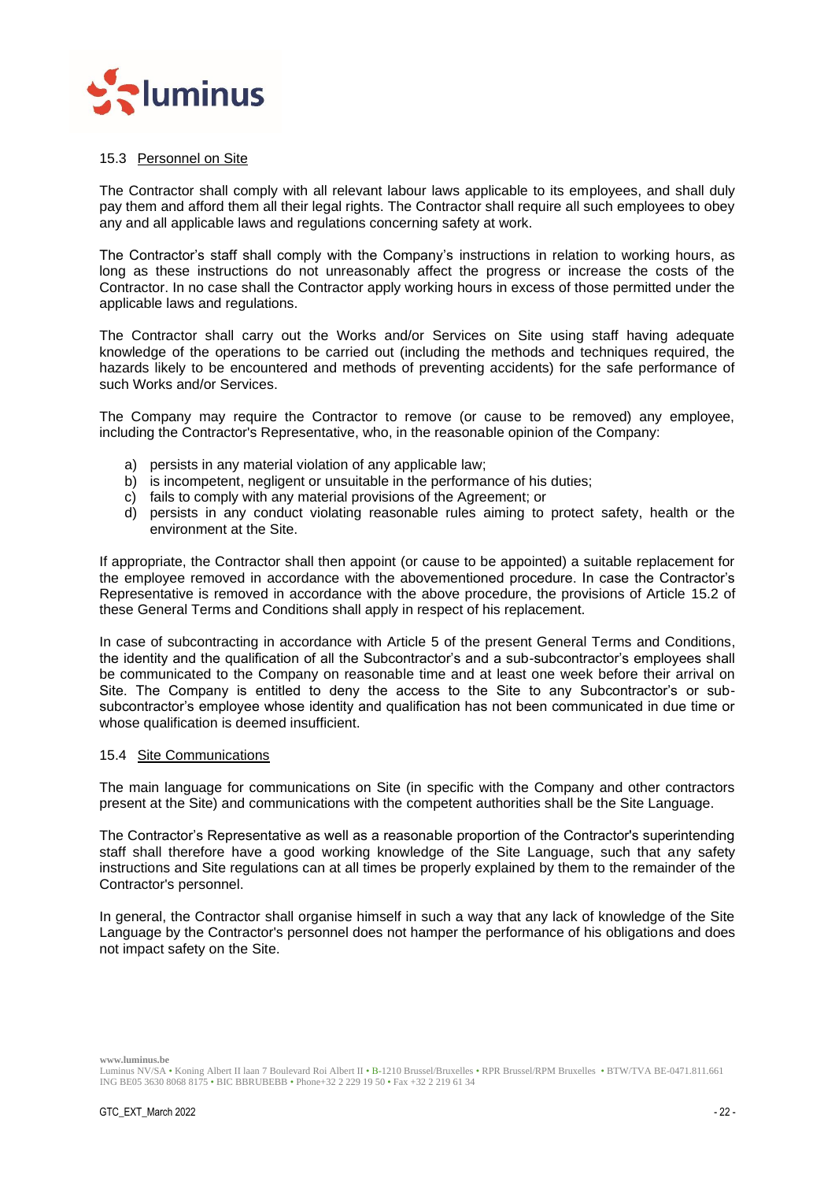### 15.3 Personnel on Site

The Contractor shall comply with all relevant labour laws applicable to its employees, and shall duly pay them and afford them all their legal rights. The Contractor shall require all such employees to obey any and all applicable laws and regulations concerning safety at work.

The Contractor's staff shall comply with the Company's instructions in relation to working hours, as long as these instructions do not unreasonably affect the progress or increase the costs of the Contractor. In no case shall the Contractor apply working hours in excess of those permitted under the applicable laws and regulations.

The Contractor shall carry out the Works and/or Services on Site using staff having adequate knowledge of the operations to be carried out (including the methods and techniques required, the hazards likely to be encountered and methods of preventing accidents) for the safe performance of such Works and/or Services.

The Company may require the Contractor to remove (or cause to be removed) any employee, including the Contractor's Representative, who, in the reasonable opinion of the Company:

a) persists in any material violation of any applicable law;
b) is incompetent, negligent or unsuitable in the performance of his duties;
c) fails to comply with any material provisions of the Agreement; or
d) persists in any conduct violating reasonable rules aiming to protect safety, health or the environment at the Site.

If appropriate, the Contractor shall then appoint (or cause to be appointed) a suitable replacement for the employee removed in accordance with the abovementioned procedure. In case the Contractor's Representative is removed in accordance with the above procedure, the provisions of Article 15.2 of these General Terms and Conditions shall apply in respect of his replacement.

In case of subcontracting in accordance with Article 5 of the present General Terms and Conditions, the identity and the qualification of all the Subcontractor's and a sub-subcontractor's employees shall be communicated to the Company on reasonable time and at least one week before their arrival on Site. The Company is entitled to deny the access to the Site to any Subcontractor's or sub-subcontractor's employee whose identity and qualification has not been communicated in due time or whose qualification is deemed insufficient.

### 15.4 Site Communications

The main language for communications on Site (in specific with the Company and other contractors present at the Site) and communications with the competent authorities shall be the Site Language.

The Contractor's Representative as well as a reasonable proportion of the Contractor's superintending staff shall therefore have a good working knowledge of the Site Language, such that any safety instructions and Site regulations can at all times be properly explained by them to the remainder of the Contractor's personnel.

In general, the Contractor shall organise himself in such a way that any lack of knowledge of the Site Language by the Contractor's personnel does not hamper the performance of his obligations and does not impact safety on the Site.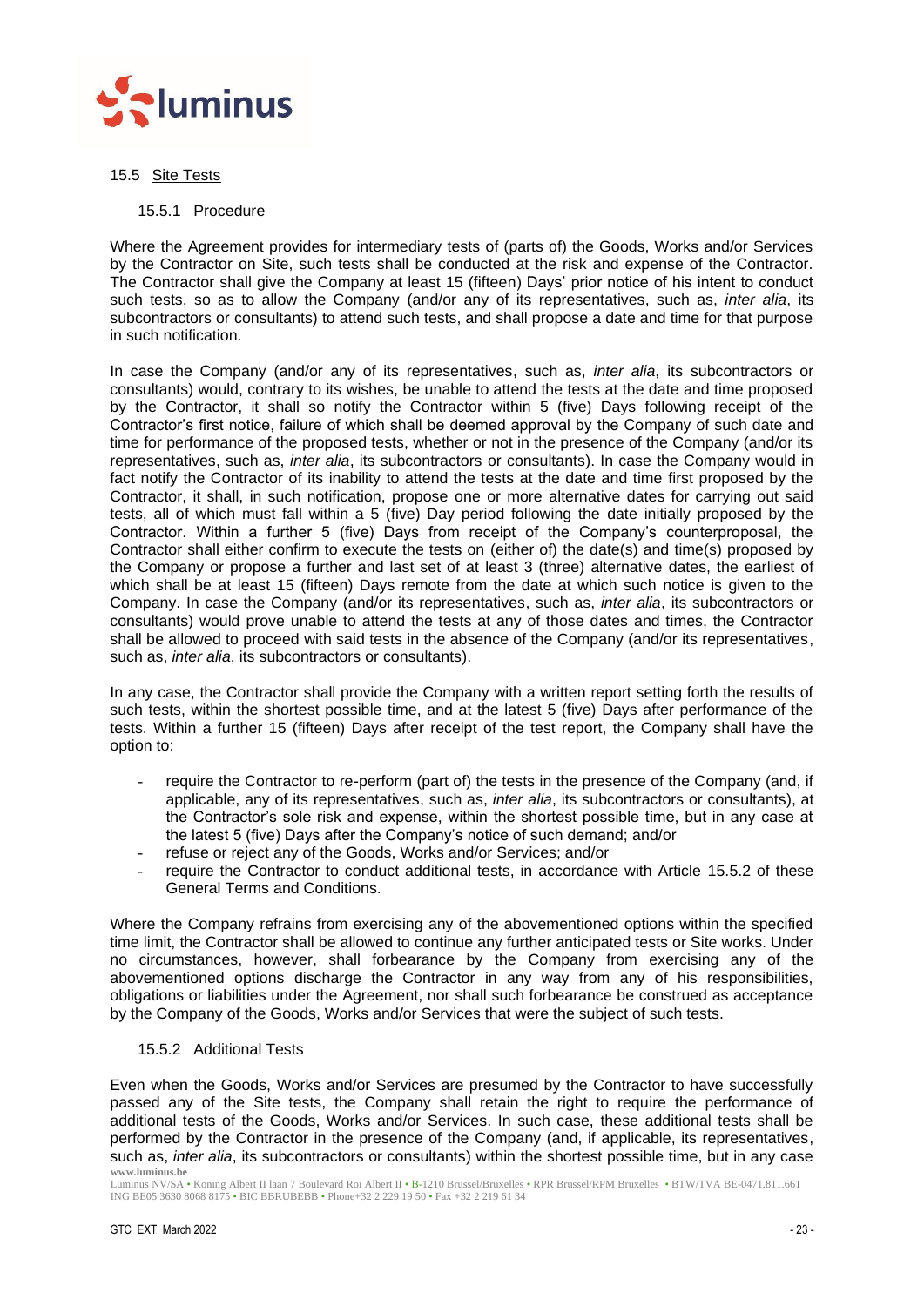### 15.5 Site Tests

#### 15.5.1 Procedure

Where the Agreement provides for intermediary tests of (parts of) the Goods, Works and/or Services by the Contractor on Site, such tests shall be conducted at the risk and expense of the Contractor. The Contractor shall give the Company at least 15 (fifteen) Days' prior notice of his intent to conduct such tests, so as to allow the Company (and/or any of its representatives, such as, *inter alia*, its subcontractors or consultants) to attend such tests, and shall propose a date and time for that purpose in such notification.

In case the Company (and/or any of its representatives, such as, *inter alia*, its subcontractors or consultants) would, contrary to its wishes, be unable to attend the tests at the date and time proposed by the Contractor, it shall so notify the Contractor within 5 (five) Days following receipt of the Contractor's first notice, failure of which shall be deemed approval by the Company of such date and time for performance of the proposed tests, whether or not in the presence of the Company (and/or its representatives, such as, *inter alia*, its subcontractors or consultants). In case the Company would in fact notify the Contractor of its inability to attend the tests at the date and time first proposed by the Contractor, it shall, in such notification, propose one or more alternative dates for carrying out said tests, all of which must fall within a 5 (five) Day period following the date initially proposed by the Contractor. Within a further 5 (five) Days from receipt of the Company's counterproposal, the Contractor shall either confirm to execute the tests on (either of) the date(s) and time(s) proposed by the Company or propose a further and last set of at least 3 (three) alternative dates, the earliest of which shall be at least 15 (fifteen) Days remote from the date at which such notice is given to the Company. In case the Company (and/or its representatives, such as, *inter alia*, its subcontractors or consultants) would prove unable to attend the tests at any of those dates and times, the Contractor shall be allowed to proceed with said tests in the absence of the Company (and/or its representatives, such as, *inter alia*, its subcontractors or consultants).

In any case, the Contractor shall provide the Company with a written report setting forth the results of such tests, within the shortest possible time, and at the latest 5 (five) Days after performance of the tests. Within a further 15 (fifteen) Days after receipt of the test report, the Company shall have the option to:

- require the Contractor to re-perform (part of) the tests in the presence of the Company (and, if applicable, any of its representatives, such as, *inter alia*, its subcontractors or consultants), at the Contractor's sole risk and expense, within the shortest possible time, but in any case at the latest 5 (five) Days after the Company's notice of such demand; and/or
- refuse or reject any of the Goods, Works and/or Services; and/or
- require the Contractor to conduct additional tests, in accordance with Article 15.5.2 of these General Terms and Conditions.

Where the Company refrains from exercising any of the abovementioned options within the specified time limit, the Contractor shall be allowed to continue any further anticipated tests or Site works. Under no circumstances, however, shall forbearance by the Company from exercising any of the abovementioned options discharge the Contractor in any way from any of his responsibilities, obligations or liabilities under the Agreement, nor shall such forbearance be construed as acceptance by the Company of the Goods, Works and/or Services that were the subject of such tests.

#### 15.5.2 Additional Tests

Even when the Goods, Works and/or Services are presumed by the Contractor to have successfully passed any of the Site tests, the Company shall retain the right to require the performance of additional tests of the Goods, Works and/or Services. In such case, these additional tests shall be performed by the Contractor in the presence of the Company (and, if applicable, its representatives, such as, *inter alia*, its subcontractors or consultants) within the shortest possible time, but in any case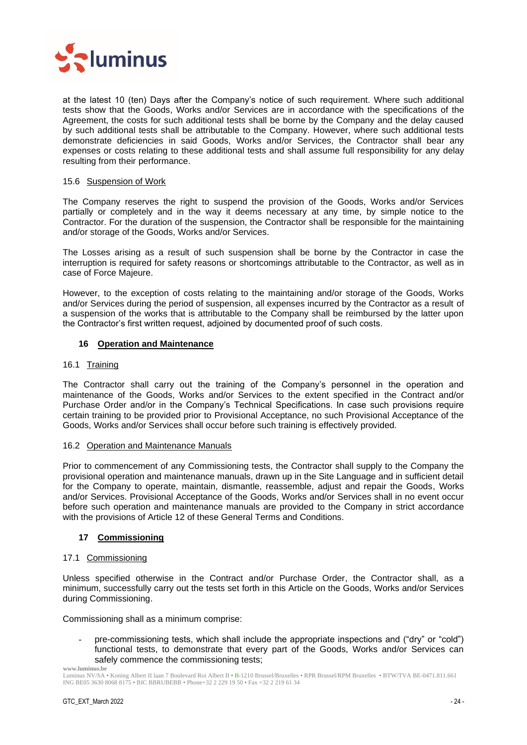at the latest 10 (ten) Days after the Company's notice of such requirement. Where such additional tests show that the Goods, Works and/or Services are in accordance with the specifications of the Agreement, the costs for such additional tests shall be borne by the Company and the delay caused by such additional tests shall be attributable to the Company. However, where such additional tests demonstrate deficiencies in said Goods, Works and/or Services, the Contractor shall bear any expenses or costs relating to these additional tests and shall assume full responsibility for any delay resulting from their performance.

### 15.6 Suspension of Work

The Company reserves the right to suspend the provision of the Goods, Works and/or Services partially or completely and in the way it deems necessary at any time, by simple notice to the Contractor. For the duration of the suspension, the Contractor shall be responsible for the maintaining and/or storage of the Goods, Works and/or Services.

The Losses arising as a result of such suspension shall be borne by the Contractor in case the interruption is required for safety reasons or shortcomings attributable to the Contractor, as well as in case of Force Majeure.

However, to the exception of costs relating to the maintaining and/or storage of the Goods, Works and/or Services during the period of suspension, all expenses incurred by the Contractor as a result of a suspension of the works that is attributable to the Company shall be reimbursed by the latter upon the Contractor's first written request, adjoined by documented proof of such costs.

## 16 Operation and Maintenance

### 16.1 Training

The Contractor shall carry out the training of the Company's personnel in the operation and maintenance of the Goods, Works and/or Services to the extent specified in the Contract and/or Purchase Order and/or in the Company's Technical Specifications. In case such provisions require certain training to be provided prior to Provisional Acceptance, no such Provisional Acceptance of the Goods, Works and/or Services shall occur before such training is effectively provided.

### 16.2 Operation and Maintenance Manuals

Prior to commencement of any Commissioning tests, the Contractor shall supply to the Company the provisional operation and maintenance manuals, drawn up in the Site Language and in sufficient detail for the Company to operate, maintain, dismantle, reassemble, adjust and repair the Goods, Works and/or Services. Provisional Acceptance of the Goods, Works and/or Services shall in no event occur before such operation and maintenance manuals are provided to the Company in strict accordance with the provisions of Article 12 of these General Terms and Conditions.

## 17 Commissioning

### 17.1 Commissioning

Unless specified otherwise in the Contract and/or Purchase Order, the Contractor shall, as a minimum, successfully carry out the tests set forth in this Article on the Goods, Works and/or Services during Commissioning.

Commissioning shall as a minimum comprise:

- pre-commissioning tests, which shall include the appropriate inspections and ("dry" or "cold") functional tests, to demonstrate that every part of the Goods, Works and/or Services can safely commence the commissioning tests;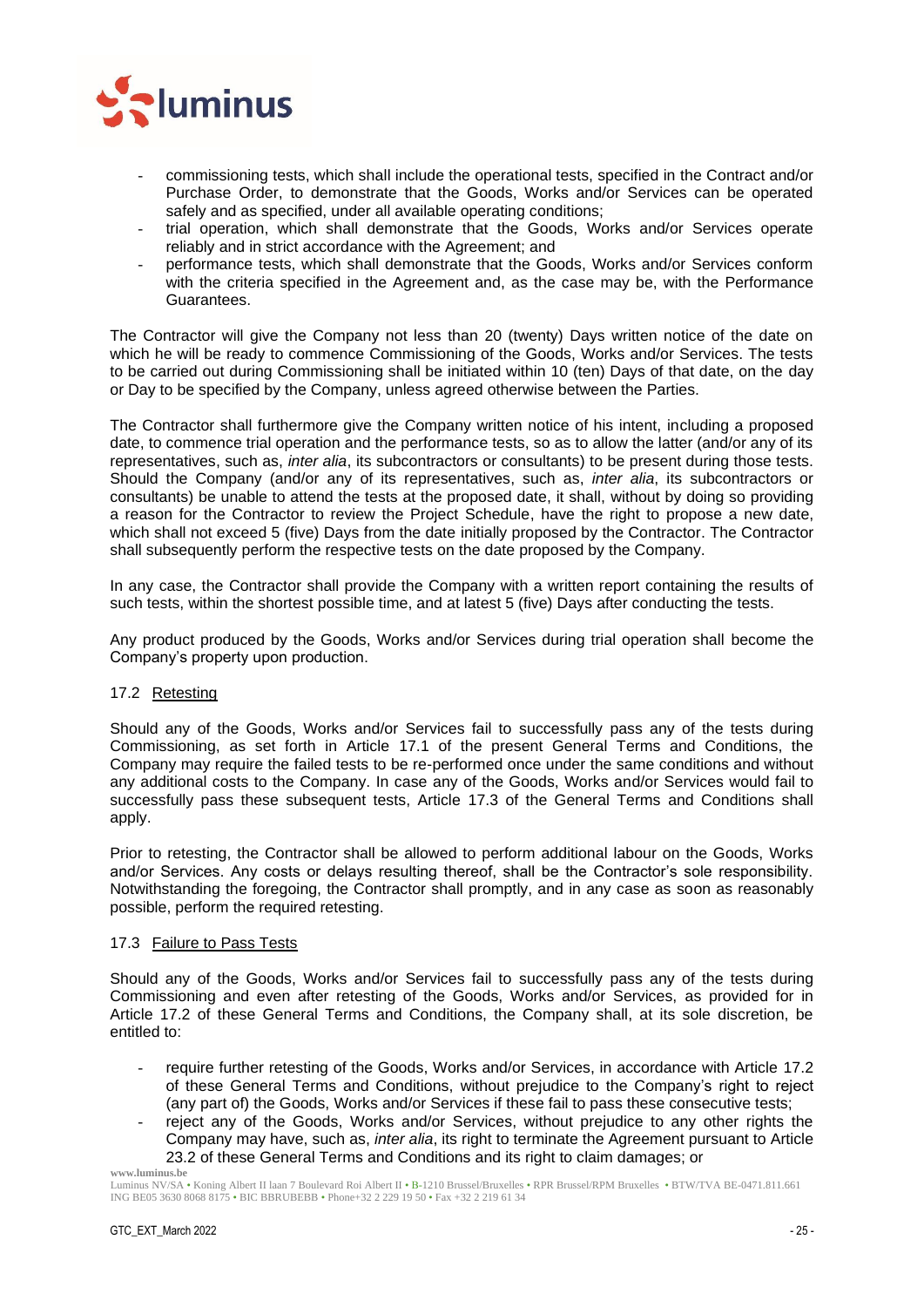- commissioning tests, which shall include the operational tests, specified in the Contract and/or Purchase Order, to demonstrate that the Goods, Works and/or Services can be operated safely and as specified, under all available operating conditions;
- trial operation, which shall demonstrate that the Goods, Works and/or Services operate reliably and in strict accordance with the Agreement; and
- performance tests, which shall demonstrate that the Goods, Works and/or Services conform with the criteria specified in the Agreement and, as the case may be, with the Performance Guarantees.

The Contractor will give the Company not less than 20 (twenty) Days written notice of the date on which he will be ready to commence Commissioning of the Goods, Works and/or Services. The tests to be carried out during Commissioning shall be initiated within 10 (ten) Days of that date, on the day or Day to be specified by the Company, unless agreed otherwise between the Parties.

The Contractor shall furthermore give the Company written notice of his intent, including a proposed date, to commence trial operation and the performance tests, so as to allow the latter (and/or any of its representatives, such as, *inter alia*, its subcontractors or consultants) to be present during those tests. Should the Company (and/or any of its representatives, such as, *inter alia*, its subcontractors or consultants) be unable to attend the tests at the proposed date, it shall, without by doing so providing a reason for the Contractor to review the Project Schedule, have the right to propose a new date, which shall not exceed 5 (five) Days from the date initially proposed by the Contractor. The Contractor shall subsequently perform the respective tests on the date proposed by the Company.

In any case, the Contractor shall provide the Company with a written report containing the results of such tests, within the shortest possible time, and at latest 5 (five) Days after conducting the tests.

Any product produced by the Goods, Works and/or Services during trial operation shall become the Company's property upon production.

### 17.2 Retesting

Should any of the Goods, Works and/or Services fail to successfully pass any of the tests during Commissioning, as set forth in Article 17.1 of the present General Terms and Conditions, the Company may require the failed tests to be re-performed once under the same conditions and without any additional costs to the Company. In case any of the Goods, Works and/or Services would fail to successfully pass these subsequent tests, Article 17.3 of the General Terms and Conditions shall apply.

Prior to retesting, the Contractor shall be allowed to perform additional labour on the Goods, Works and/or Services. Any costs or delays resulting thereof, shall be the Contractor's sole responsibility. Notwithstanding the foregoing, the Contractor shall promptly, and in any case as soon as reasonably possible, perform the required retesting.

### 17.3 Failure to Pass Tests

Should any of the Goods, Works and/or Services fail to successfully pass any of the tests during Commissioning and even after retesting of the Goods, Works and/or Services, as provided for in Article 17.2 of these General Terms and Conditions, the Company shall, at its sole discretion, be entitled to:

- require further retesting of the Goods, Works and/or Services, in accordance with Article 17.2 of these General Terms and Conditions, without prejudice to the Company's right to reject (any part of) the Goods, Works and/or Services if these fail to pass these consecutive tests;
- reject any of the Goods, Works and/or Services, without prejudice to any other rights the Company may have, such as, *inter alia*, its right to terminate the Agreement pursuant to Article 23.2 of these General Terms and Conditions and its right to claim damages; or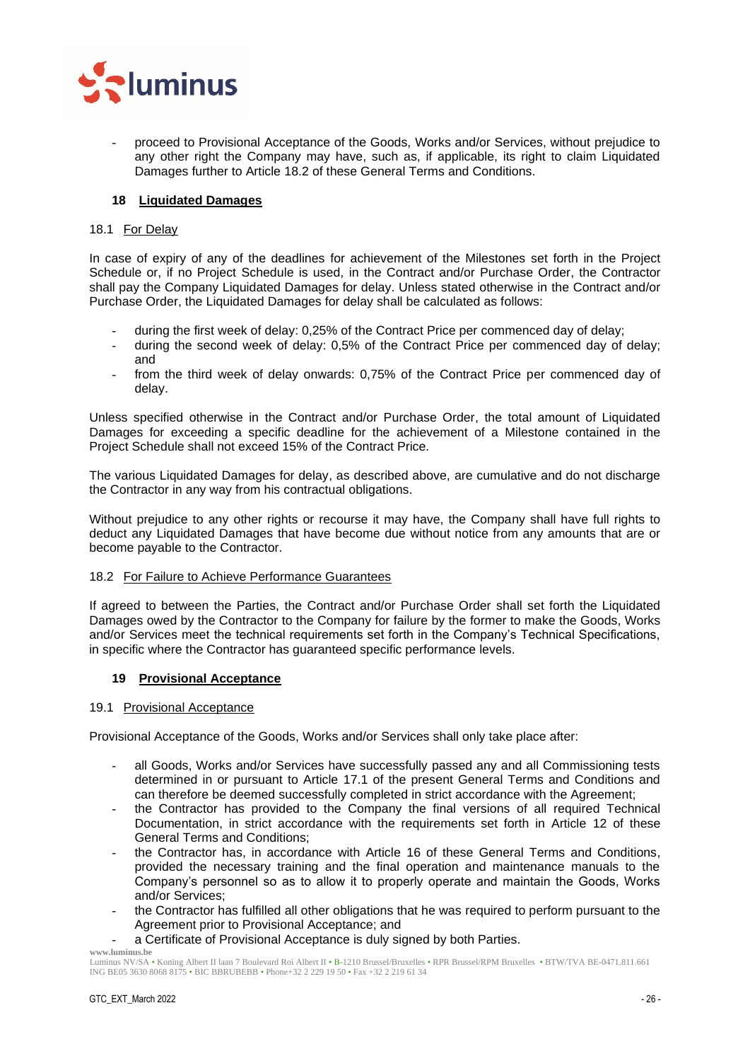- proceed to Provisional Acceptance of the Goods, Works and/or Services, without prejudice to any other right the Company may have, such as, if applicable, its right to claim Liquidated Damages further to Article 18.2 of these General Terms and Conditions.

## 18 Liquidated Damages

### 18.1 For Delay

In case of expiry of any of the deadlines for achievement of the Milestones set forth in the Project Schedule or, if no Project Schedule is used, in the Contract and/or Purchase Order, the Contractor shall pay the Company Liquidated Damages for delay. Unless stated otherwise in the Contract and/or Purchase Order, the Liquidated Damages for delay shall be calculated as follows:

- during the first week of delay: 0,25% of the Contract Price per commenced day of delay;
- during the second week of delay: 0,5% of the Contract Price per commenced day of delay; and
- from the third week of delay onwards: 0,75% of the Contract Price per commenced day of delay.

Unless specified otherwise in the Contract and/or Purchase Order, the total amount of Liquidated Damages for exceeding a specific deadline for the achievement of a Milestone contained in the Project Schedule shall not exceed 15% of the Contract Price.

The various Liquidated Damages for delay, as described above, are cumulative and do not discharge the Contractor in any way from his contractual obligations.

Without prejudice to any other rights or recourse it may have, the Company shall have full rights to deduct any Liquidated Damages that have become due without notice from any amounts that are or become payable to the Contractor.

### 18.2 For Failure to Achieve Performance Guarantees

If agreed to between the Parties, the Contract and/or Purchase Order shall set forth the Liquidated Damages owed by the Contractor to the Company for failure by the former to make the Goods, Works and/or Services meet the technical requirements set forth in the Company's Technical Specifications, in specific where the Contractor has guaranteed specific performance levels.

## 19 Provisional Acceptance

### 19.1 Provisional Acceptance

Provisional Acceptance of the Goods, Works and/or Services shall only take place after:

- all Goods, Works and/or Services have successfully passed any and all Commissioning tests determined in or pursuant to Article 17.1 of the present General Terms and Conditions and can therefore be deemed successfully completed in strict accordance with the Agreement;
- the Contractor has provided to the Company the final versions of all required Technical Documentation, in strict accordance with the requirements set forth in Article 12 of these General Terms and Conditions;
- the Contractor has, in accordance with Article 16 of these General Terms and Conditions, provided the necessary training and the final operation and maintenance manuals to the Company's personnel so as to allow it to properly operate and maintain the Goods, Works and/or Services;
- the Contractor has fulfilled all other obligations that he was required to perform pursuant to the Agreement prior to Provisional Acceptance; and
- a Certificate of Provisional Acceptance is duly signed by both Parties.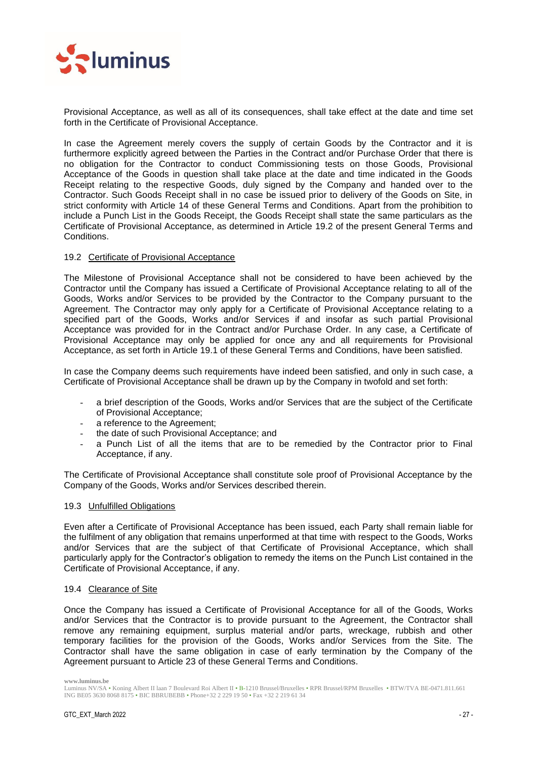Provisional Acceptance, as well as all of its consequences, shall take effect at the date and time set forth in the Certificate of Provisional Acceptance.

In case the Agreement merely covers the supply of certain Goods by the Contractor and it is furthermore explicitly agreed between the Parties in the Contract and/or Purchase Order that there is no obligation for the Contractor to conduct Commissioning tests on those Goods, Provisional Acceptance of the Goods in question shall take place at the date and time indicated in the Goods Receipt relating to the respective Goods, duly signed by the Company and handed over to the Contractor. Such Goods Receipt shall in no case be issued prior to delivery of the Goods on Site, in strict conformity with Article 14 of these General Terms and Conditions. Apart from the prohibition to include a Punch List in the Goods Receipt, the Goods Receipt shall state the same particulars as the Certificate of Provisional Acceptance, as determined in Article 19.2 of the present General Terms and Conditions.

### 19.2 Certificate of Provisional Acceptance

The Milestone of Provisional Acceptance shall not be considered to have been achieved by the Contractor until the Company has issued a Certificate of Provisional Acceptance relating to all of the Goods, Works and/or Services to be provided by the Contractor to the Company pursuant to the Agreement. The Contractor may only apply for a Certificate of Provisional Acceptance relating to a specified part of the Goods, Works and/or Services if and insofar as such partial Provisional Acceptance was provided for in the Contract and/or Purchase Order. In any case, a Certificate of Provisional Acceptance may only be applied for once any and all requirements for Provisional Acceptance, as set forth in Article 19.1 of these General Terms and Conditions, have been satisfied.

In case the Company deems such requirements have indeed been satisfied, and only in such case, a Certificate of Provisional Acceptance shall be drawn up by the Company in twofold and set forth:

- a brief description of the Goods, Works and/or Services that are the subject of the Certificate of Provisional Acceptance;
- a reference to the Agreement;
- the date of such Provisional Acceptance; and
- a Punch List of all the items that are to be remedied by the Contractor prior to Final Acceptance, if any.

The Certificate of Provisional Acceptance shall constitute sole proof of Provisional Acceptance by the Company of the Goods, Works and/or Services described therein.

### 19.3 Unfulfilled Obligations

Even after a Certificate of Provisional Acceptance has been issued, each Party shall remain liable for the fulfilment of any obligation that remains unperformed at that time with respect to the Goods, Works and/or Services that are the subject of that Certificate of Provisional Acceptance, which shall particularly apply for the Contractor's obligation to remedy the items on the Punch List contained in the Certificate of Provisional Acceptance, if any.

### 19.4 Clearance of Site

Once the Company has issued a Certificate of Provisional Acceptance for all of the Goods, Works and/or Services that the Contractor is to provide pursuant to the Agreement, the Contractor shall remove any remaining equipment, surplus material and/or parts, wreckage, rubbish and other temporary facilities for the provision of the Goods, Works and/or Services from the Site. The Contractor shall have the same obligation in case of early termination by the Company of the Agreement pursuant to Article 23 of these General Terms and Conditions.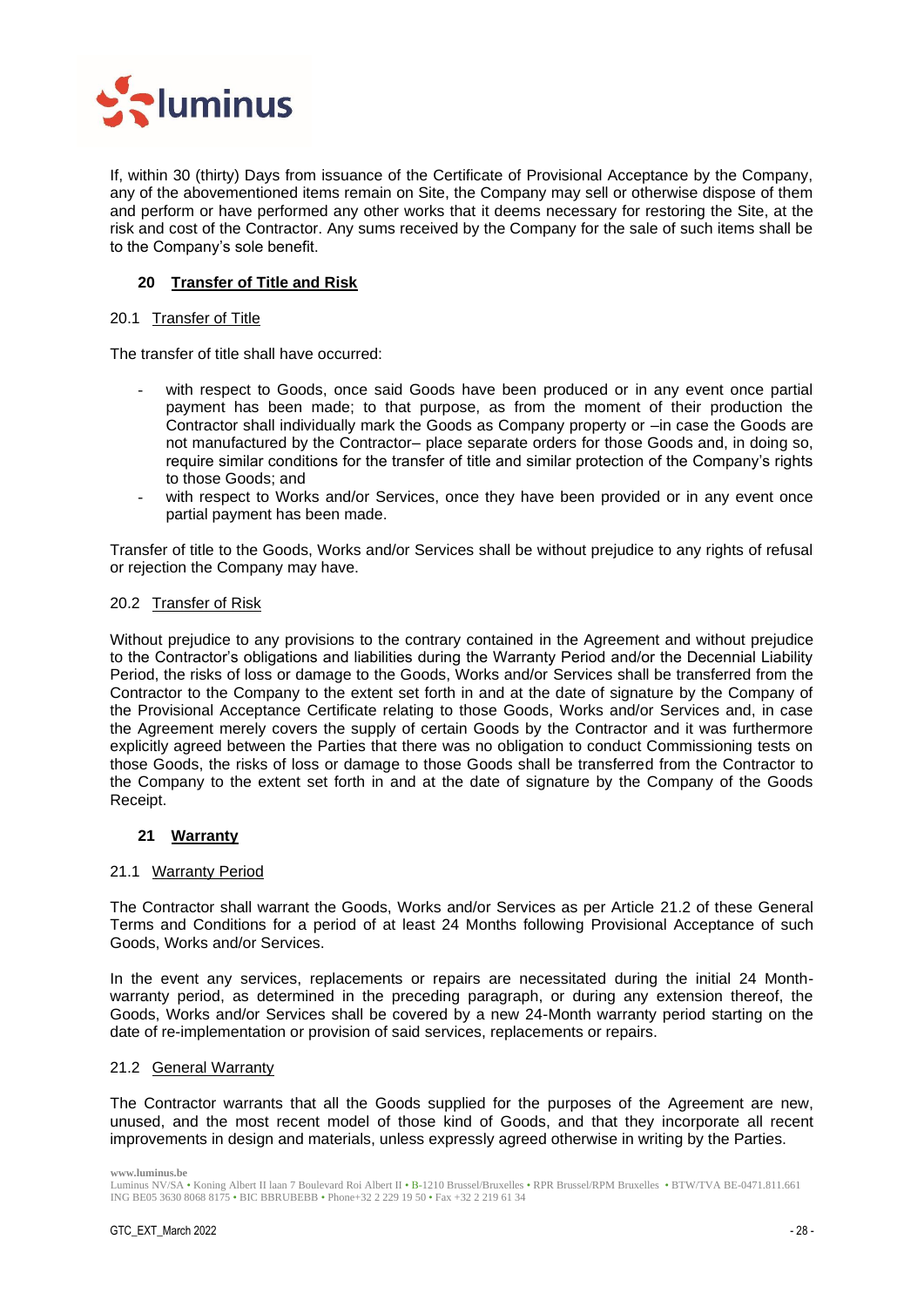If, within 30 (thirty) Days from issuance of the Certificate of Provisional Acceptance by the Company, any of the abovementioned items remain on Site, the Company may sell or otherwise dispose of them and perform or have performed any other works that it deems necessary for restoring the Site, at the risk and cost of the Contractor. Any sums received by the Company for the sale of such items shall be to the Company's sole benefit.

## 20 Transfer of Title and Risk

### 20.1 Transfer of Title

The transfer of title shall have occurred:

- with respect to Goods, once said Goods have been produced or in any event once partial payment has been made; to that purpose, as from the moment of their production the Contractor shall individually mark the Goods as Company property or –in case the Goods are not manufactured by the Contractor– place separate orders for those Goods and, in doing so, require similar conditions for the transfer of title and similar protection of the Company's rights to those Goods; and
- with respect to Works and/or Services, once they have been provided or in any event once partial payment has been made.

Transfer of title to the Goods, Works and/or Services shall be without prejudice to any rights of refusal or rejection the Company may have.

### 20.2 Transfer of Risk

Without prejudice to any provisions to the contrary contained in the Agreement and without prejudice to the Contractor's obligations and liabilities during the Warranty Period and/or the Decennial Liability Period, the risks of loss or damage to the Goods, Works and/or Services shall be transferred from the Contractor to the Company to the extent set forth in and at the date of signature by the Company of the Provisional Acceptance Certificate relating to those Goods, Works and/or Services and, in case the Agreement merely covers the supply of certain Goods by the Contractor and it was furthermore explicitly agreed between the Parties that there was no obligation to conduct Commissioning tests on those Goods, the risks of loss or damage to those Goods shall be transferred from the Contractor to the Company to the extent set forth in and at the date of signature by the Company of the Goods Receipt.

## 21 Warranty

### 21.1 Warranty Period

The Contractor shall warrant the Goods, Works and/or Services as per Article 21.2 of these General Terms and Conditions for a period of at least 24 Months following Provisional Acceptance of such Goods, Works and/or Services.

In the event any services, replacements or repairs are necessitated during the initial 24 Month-warranty period, as determined in the preceding paragraph, or during any extension thereof, the Goods, Works and/or Services shall be covered by a new 24-Month warranty period starting on the date of re-implementation or provision of said services, replacements or repairs.

### 21.2 General Warranty

The Contractor warrants that all the Goods supplied for the purposes of the Agreement are new, unused, and the most recent model of those kind of Goods, and that they incorporate all recent improvements in design and materials, unless expressly agreed otherwise in writing by the Parties.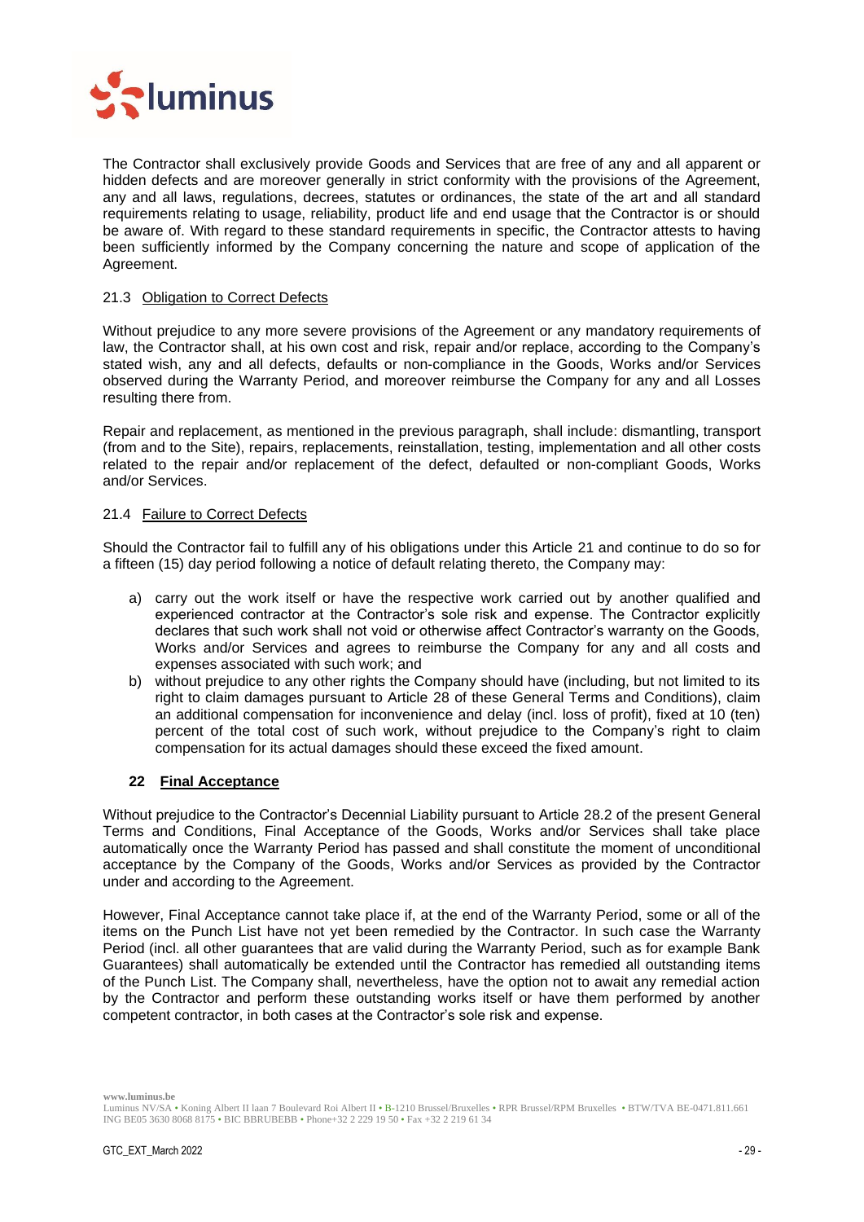The Contractor shall exclusively provide Goods and Services that are free of any and all apparent or hidden defects and are moreover generally in strict conformity with the provisions of the Agreement, any and all laws, regulations, decrees, statutes or ordinances, the state of the art and all standard requirements relating to usage, reliability, product life and end usage that the Contractor is or should be aware of. With regard to these standard requirements in specific, the Contractor attests to having been sufficiently informed by the Company concerning the nature and scope of application of the Agreement.

### 21.3 Obligation to Correct Defects

Without prejudice to any more severe provisions of the Agreement or any mandatory requirements of law, the Contractor shall, at his own cost and risk, repair and/or replace, according to the Company's stated wish, any and all defects, defaults or non-compliance in the Goods, Works and/or Services observed during the Warranty Period, and moreover reimburse the Company for any and all Losses resulting there from.

Repair and replacement, as mentioned in the previous paragraph, shall include: dismantling, transport (from and to the Site), repairs, replacements, reinstallation, testing, implementation and all other costs related to the repair and/or replacement of the defect, defaulted or non-compliant Goods, Works and/or Services.

### 21.4 Failure to Correct Defects

Should the Contractor fail to fulfill any of his obligations under this Article 21 and continue to do so for a fifteen (15) day period following a notice of default relating thereto, the Company may:

a) carry out the work itself or have the respective work carried out by another qualified and experienced contractor at the Contractor's sole risk and expense. The Contractor explicitly declares that such work shall not void or otherwise affect Contractor's warranty on the Goods, Works and/or Services and agrees to reimburse the Company for any and all costs and expenses associated with such work; and
b) without prejudice to any other rights the Company should have (including, but not limited to its right to claim damages pursuant to Article 28 of these General Terms and Conditions), claim an additional compensation for inconvenience and delay (incl. loss of profit), fixed at 10 (ten) percent of the total cost of such work, without prejudice to the Company's right to claim compensation for its actual damages should these exceed the fixed amount.

## 22 Final Acceptance

Without prejudice to the Contractor's Decennial Liability pursuant to Article 28.2 of the present General Terms and Conditions, Final Acceptance of the Goods, Works and/or Services shall take place automatically once the Warranty Period has passed and shall constitute the moment of unconditional acceptance by the Company of the Goods, Works and/or Services as provided by the Contractor under and according to the Agreement.

However, Final Acceptance cannot take place if, at the end of the Warranty Period, some or all of the items on the Punch List have not yet been remedied by the Contractor. In such case the Warranty Period (incl. all other guarantees that are valid during the Warranty Period, such as for example Bank Guarantees) shall automatically be extended until the Contractor has remedied all outstanding items of the Punch List. The Company shall, nevertheless, have the option not to await any remedial action by the Contractor and perform these outstanding works itself or have them performed by another competent contractor, in both cases at the Contractor's sole risk and expense.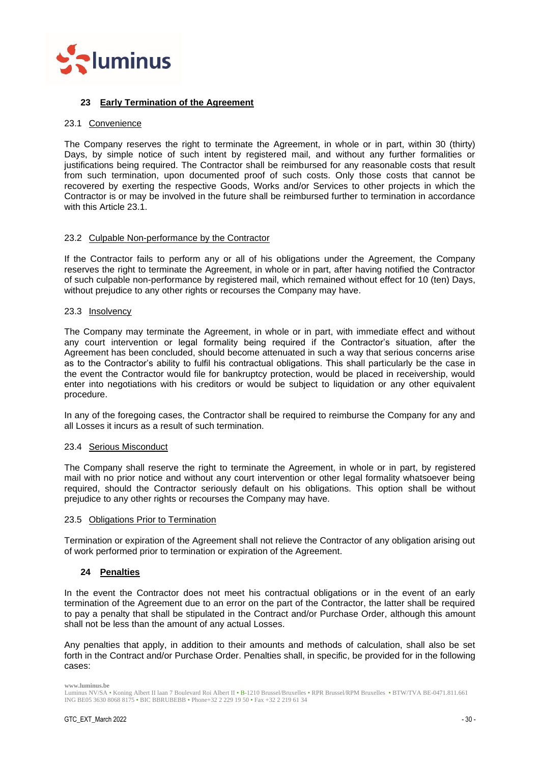## 23 Early Termination of the Agreement

### 23.1 Convenience

The Company reserves the right to terminate the Agreement, in whole or in part, within 30 (thirty) Days, by simple notice of such intent by registered mail, and without any further formalities or justifications being required. The Contractor shall be reimbursed for any reasonable costs that result from such termination, upon documented proof of such costs. Only those costs that cannot be recovered by exerting the respective Goods, Works and/or Services to other projects in which the Contractor is or may be involved in the future shall be reimbursed further to termination in accordance with this Article 23.1.

### 23.2 Culpable Non-performance by the Contractor

If the Contractor fails to perform any or all of his obligations under the Agreement, the Company reserves the right to terminate the Agreement, in whole or in part, after having notified the Contractor of such culpable non-performance by registered mail, which remained without effect for 10 (ten) Days, without prejudice to any other rights or recourses the Company may have.

### 23.3 Insolvency

The Company may terminate the Agreement, in whole or in part, with immediate effect and without any court intervention or legal formality being required if the Contractor's situation, after the Agreement has been concluded, should become attenuated in such a way that serious concerns arise as to the Contractor's ability to fulfil his contractual obligations. This shall particularly be the case in the event the Contractor would file for bankruptcy protection, would be placed in receivership, would enter into negotiations with his creditors or would be subject to liquidation or any other equivalent procedure.

In any of the foregoing cases, the Contractor shall be required to reimburse the Company for any and all Losses it incurs as a result of such termination.

### 23.4 Serious Misconduct

The Company shall reserve the right to terminate the Agreement, in whole or in part, by registered mail with no prior notice and without any court intervention or other legal formality whatsoever being required, should the Contractor seriously default on his obligations. This option shall be without prejudice to any other rights or recourses the Company may have.

### 23.5 Obligations Prior to Termination

Termination or expiration of the Agreement shall not relieve the Contractor of any obligation arising out of work performed prior to termination or expiration of the Agreement.

## 24 Penalties

In the event the Contractor does not meet his contractual obligations or in the event of an early termination of the Agreement due to an error on the part of the Contractor, the latter shall be required to pay a penalty that shall be stipulated in the Contract and/or Purchase Order, although this amount shall not be less than the amount of any actual Losses.

Any penalties that apply, in addition to their amounts and methods of calculation, shall also be set forth in the Contract and/or Purchase Order. Penalties shall, in specific, be provided for in the following cases: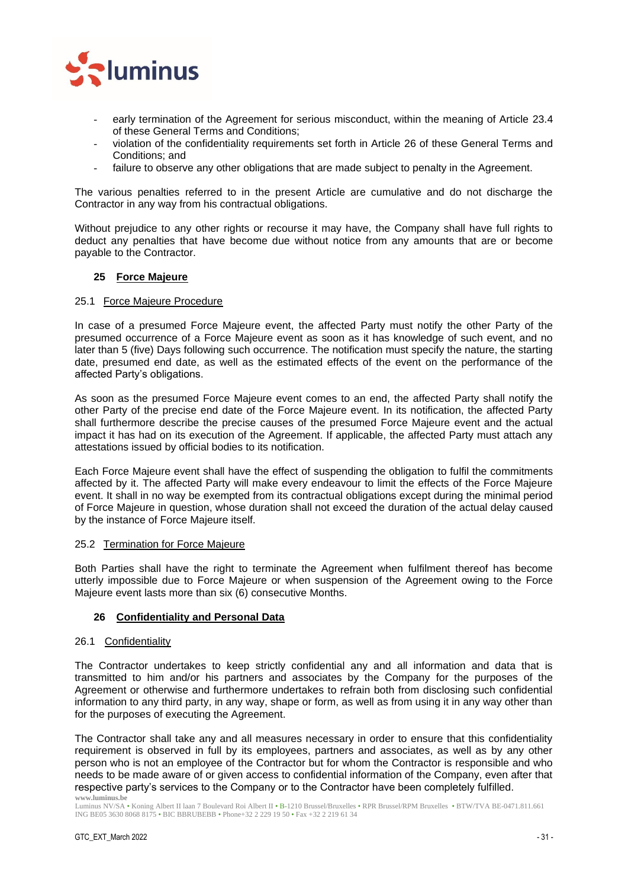- early termination of the Agreement for serious misconduct, within the meaning of Article 23.4 of these General Terms and Conditions;
- violation of the confidentiality requirements set forth in Article 26 of these General Terms and Conditions; and
- failure to observe any other obligations that are made subject to penalty in the Agreement.

The various penalties referred to in the present Article are cumulative and do not discharge the Contractor in any way from his contractual obligations.

Without prejudice to any other rights or recourse it may have, the Company shall have full rights to deduct any penalties that have become due without notice from any amounts that are or become payable to the Contractor.

## 25 Force Majeure

### 25.1 Force Majeure Procedure

In case of a presumed Force Majeure event, the affected Party must notify the other Party of the presumed occurrence of a Force Majeure event as soon as it has knowledge of such event, and no later than 5 (five) Days following such occurrence. The notification must specify the nature, the starting date, presumed end date, as well as the estimated effects of the event on the performance of the affected Party's obligations.

As soon as the presumed Force Majeure event comes to an end, the affected Party shall notify the other Party of the precise end date of the Force Majeure event. In its notification, the affected Party shall furthermore describe the precise causes of the presumed Force Majeure event and the actual impact it has had on its execution of the Agreement. If applicable, the affected Party must attach any attestations issued by official bodies to its notification.

Each Force Majeure event shall have the effect of suspending the obligation to fulfil the commitments affected by it. The affected Party will make every endeavour to limit the effects of the Force Majeure event. It shall in no way be exempted from its contractual obligations except during the minimal period of Force Majeure in question, whose duration shall not exceed the duration of the actual delay caused by the instance of Force Majeure itself.

### 25.2 Termination for Force Majeure

Both Parties shall have the right to terminate the Agreement when fulfilment thereof has become utterly impossible due to Force Majeure or when suspension of the Agreement owing to the Force Majeure event lasts more than six (6) consecutive Months.

## 26 Confidentiality and Personal Data

### 26.1 Confidentiality

The Contractor undertakes to keep strictly confidential any and all information and data that is transmitted to him and/or his partners and associates by the Company for the purposes of the Agreement or otherwise and furthermore undertakes to refrain both from disclosing such confidential information to any third party, in any way, shape or form, as well as from using it in any way other than for the purposes of executing the Agreement.

The Contractor shall take any and all measures necessary in order to ensure that this confidentiality requirement is observed in full by its employees, partners and associates, as well as by any other person who is not an employee of the Contractor but for whom the Contractor is responsible and who needs to be made aware of or given access to confidential information of the Company, even after that respective party's services to the Company or to the Contractor have been completely fulfilled.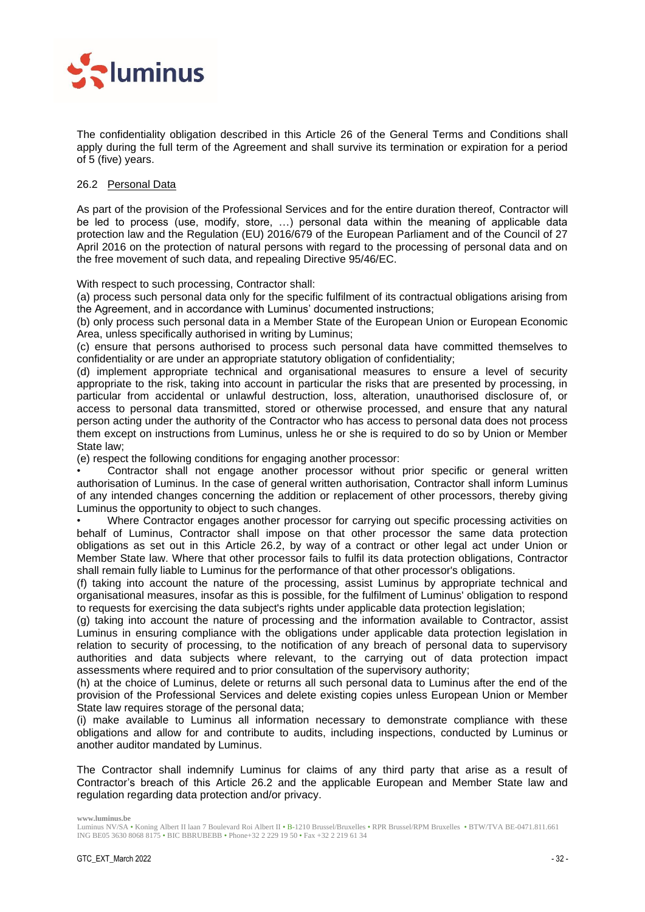The confidentiality obligation described in this Article 26 of the General Terms and Conditions shall apply during the full term of the Agreement and shall survive its termination or expiration for a period of 5 (five) years.

26.2 <u>Personal Data</u>

As part of the provision of the Professional Services and for the entire duration thereof, Contractor will be led to process (use, modify, store, …) personal data within the meaning of applicable data protection law and the Regulation (EU) 2016/679 of the European Parliament and of the Council of 27 April 2016 on the protection of natural persons with regard to the processing of personal data and on the free movement of such data, and repealing Directive 95/46/EC.

With respect to such processing, Contractor shall:
(a) process such personal data only for the specific fulfilment of its contractual obligations arising from the Agreement, and in accordance with Luminus' documented instructions;
(b) only process such personal data in a Member State of the European Union or European Economic Area, unless specifically authorised in writing by Luminus;
(c) ensure that persons authorised to process such personal data have committed themselves to confidentiality or are under an appropriate statutory obligation of confidentiality;
(d) implement appropriate technical and organisational measures to ensure a level of security appropriate to the risk, taking into account in particular the risks that are presented by processing, in particular from accidental or unlawful destruction, loss, alteration, unauthorised disclosure of, or access to personal data transmitted, stored or otherwise processed, and ensure that any natural person acting under the authority of the Contractor who has access to personal data does not process them except on instructions from Luminus, unless he or she is required to do so by Union or Member State law;
(e) respect the following conditions for engaging another processor:

- Contractor shall not engage another processor without prior specific or general written authorisation of Luminus. In the case of general written authorisation, Contractor shall inform Luminus of any intended changes concerning the addition or replacement of other processors, thereby giving Luminus the opportunity to object to such changes.
- Where Contractor engages another processor for carrying out specific processing activities on behalf of Luminus, Contractor shall impose on that other processor the same data protection obligations as set out in this Article 26.2, by way of a contract or other legal act under Union or Member State law. Where that other processor fails to fulfil its data protection obligations, Contractor shall remain fully liable to Luminus for the performance of that other processor's obligations.

(f) taking into account the nature of the processing, assist Luminus by appropriate technical and organisational measures, insofar as this is possible, for the fulfilment of Luminus' obligation to respond to requests for exercising the data subject's rights under applicable data protection legislation;
(g) taking into account the nature of processing and the information available to Contractor, assist Luminus in ensuring compliance with the obligations under applicable data protection legislation in relation to security of processing, to the notification of any breach of personal data to supervisory authorities and data subjects where relevant, to the carrying out of data protection impact assessments where required and to prior consultation of the supervisory authority;
(h) at the choice of Luminus, delete or returns all such personal data to Luminus after the end of the provision of the Professional Services and delete existing copies unless European Union or Member State law requires storage of the personal data;
(i) make available to Luminus all information necessary to demonstrate compliance with these obligations and allow for and contribute to audits, including inspections, conducted by Luminus or another auditor mandated by Luminus.

The Contractor shall indemnify Luminus for claims of any third party that arise as a result of Contractor's breach of this Article 26.2 and the applicable European and Member State law and regulation regarding data protection and/or privacy.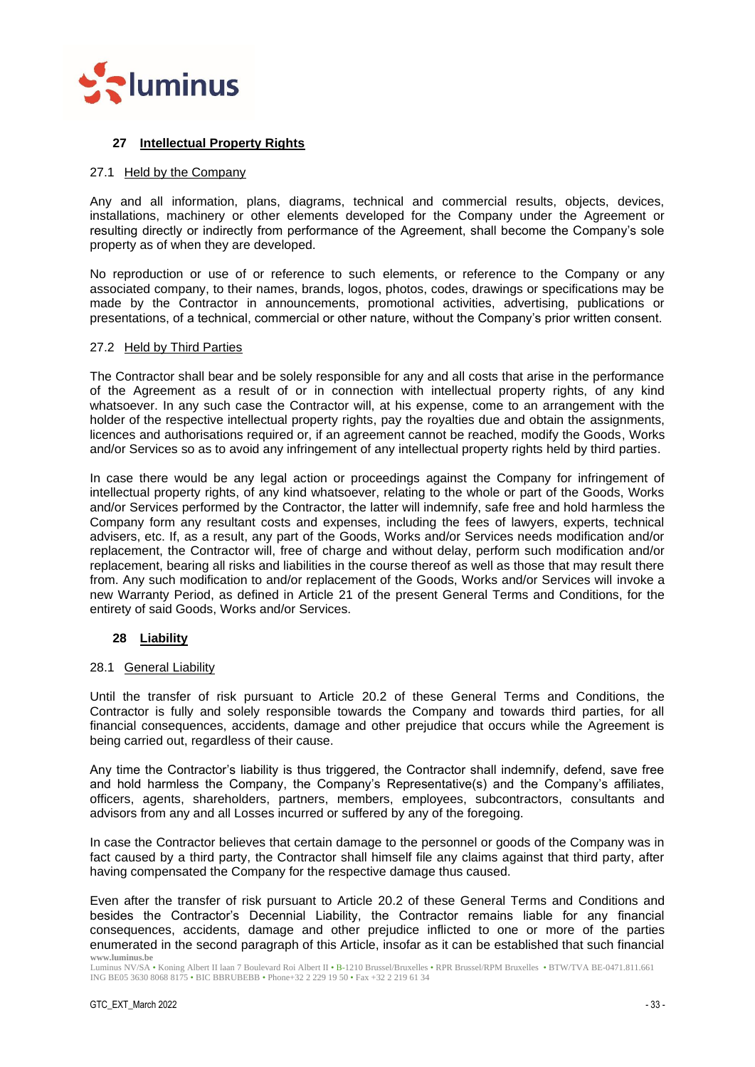## 27 Intellectual Property Rights

### 27.1 Held by the Company

Any and all information, plans, diagrams, technical and commercial results, objects, devices, installations, machinery or other elements developed for the Company under the Agreement or resulting directly or indirectly from performance of the Agreement, shall become the Company's sole property as of when they are developed.

No reproduction or use of or reference to such elements, or reference to the Company or any associated company, to their names, brands, logos, photos, codes, drawings or specifications may be made by the Contractor in announcements, promotional activities, advertising, publications or presentations, of a technical, commercial or other nature, without the Company's prior written consent.

### 27.2 Held by Third Parties

The Contractor shall bear and be solely responsible for any and all costs that arise in the performance of the Agreement as a result of or in connection with intellectual property rights, of any kind whatsoever. In any such case the Contractor will, at his expense, come to an arrangement with the holder of the respective intellectual property rights, pay the royalties due and obtain the assignments, licences and authorisations required or, if an agreement cannot be reached, modify the Goods, Works and/or Services so as to avoid any infringement of any intellectual property rights held by third parties.

In case there would be any legal action or proceedings against the Company for infringement of intellectual property rights, of any kind whatsoever, relating to the whole or part of the Goods, Works and/or Services performed by the Contractor, the latter will indemnify, safe free and hold harmless the Company form any resultant costs and expenses, including the fees of lawyers, experts, technical advisers, etc. If, as a result, any part of the Goods, Works and/or Services needs modification and/or replacement, the Contractor will, free of charge and without delay, perform such modification and/or replacement, bearing all risks and liabilities in the course thereof as well as those that may result there from. Any such modification to and/or replacement of the Goods, Works and/or Services will invoke a new Warranty Period, as defined in Article 21 of the present General Terms and Conditions, for the entirety of said Goods, Works and/or Services.

## 28 Liability

### 28.1 General Liability

Until the transfer of risk pursuant to Article 20.2 of these General Terms and Conditions, the Contractor is fully and solely responsible towards the Company and towards third parties, for all financial consequences, accidents, damage and other prejudice that occurs while the Agreement is being carried out, regardless of their cause.

Any time the Contractor's liability is thus triggered, the Contractor shall indemnify, defend, save free and hold harmless the Company, the Company's Representative(s) and the Company's affiliates, officers, agents, shareholders, partners, members, employees, subcontractors, consultants and advisors from any and all Losses incurred or suffered by any of the foregoing.

In case the Contractor believes that certain damage to the personnel or goods of the Company was in fact caused by a third party, the Contractor shall himself file any claims against that third party, after having compensated the Company for the respective damage thus caused.

Even after the transfer of risk pursuant to Article 20.2 of these General Terms and Conditions and besides the Contractor's Decennial Liability, the Contractor remains liable for any financial consequences, accidents, damage and other prejudice inflicted to one or more of the parties enumerated in the second paragraph of this Article, insofar as it can be established that such financial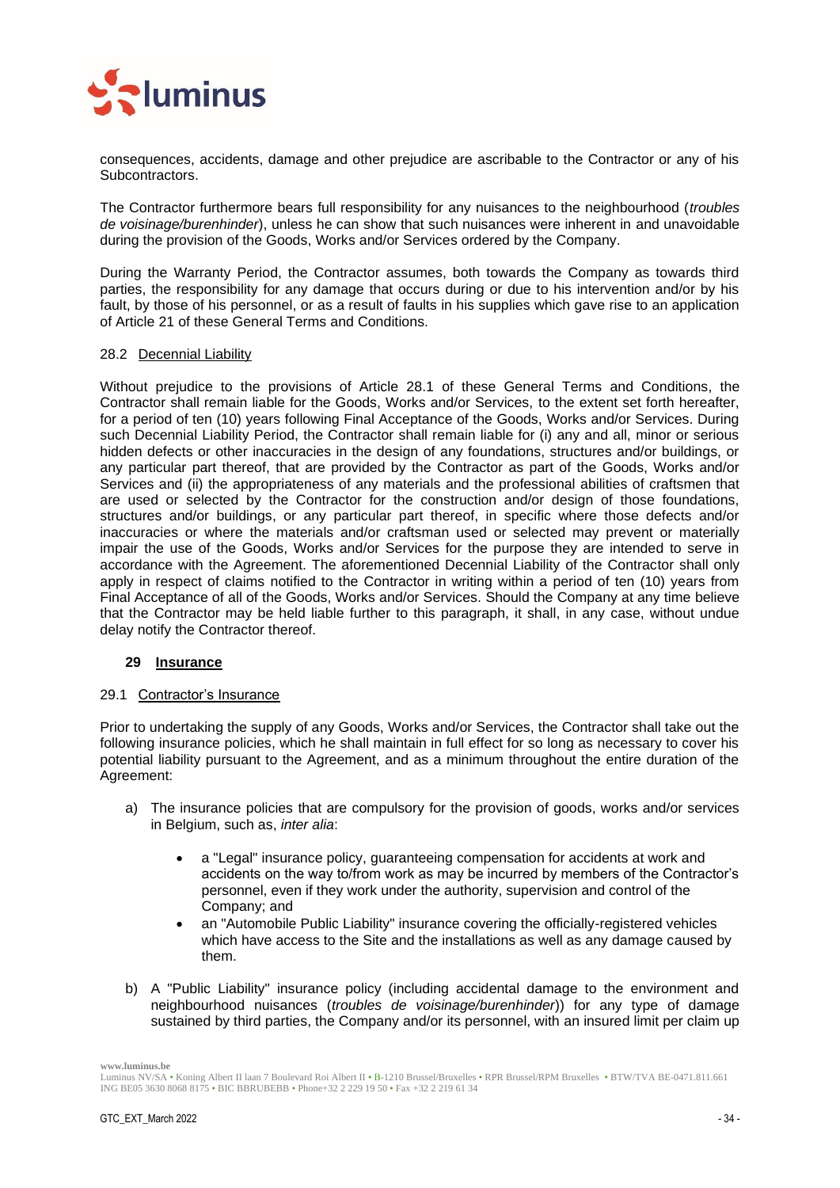consequences, accidents, damage and other prejudice are ascribable to the Contractor or any of his Subcontractors.

The Contractor furthermore bears full responsibility for any nuisances to the neighbourhood (*troubles de voisinage/burenhinder*), unless he can show that such nuisances were inherent in and unavoidable during the provision of the Goods, Works and/or Services ordered by the Company.

During the Warranty Period, the Contractor assumes, both towards the Company as towards third parties, the responsibility for any damage that occurs during or due to his intervention and/or by his fault, by those of his personnel, or as a result of faults in his supplies which gave rise to an application of Article 21 of these General Terms and Conditions.

### 28.2 Decennial Liability

Without prejudice to the provisions of Article 28.1 of these General Terms and Conditions, the Contractor shall remain liable for the Goods, Works and/or Services, to the extent set forth hereafter, for a period of ten (10) years following Final Acceptance of the Goods, Works and/or Services. During such Decennial Liability Period, the Contractor shall remain liable for (i) any and all, minor or serious hidden defects or other inaccuracies in the design of any foundations, structures and/or buildings, or any particular part thereof, that are provided by the Contractor as part of the Goods, Works and/or Services and (ii) the appropriateness of any materials and the professional abilities of craftsmen that are used or selected by the Contractor for the construction and/or design of those foundations, structures and/or buildings, or any particular part thereof, in specific where those defects and/or inaccuracies or where the materials and/or craftsman used or selected may prevent or materially impair the use of the Goods, Works and/or Services for the purpose they are intended to serve in accordance with the Agreement. The aforementioned Decennial Liability of the Contractor shall only apply in respect of claims notified to the Contractor in writing within a period of ten (10) years from Final Acceptance of all of the Goods, Works and/or Services. Should the Company at any time believe that the Contractor may be held liable further to this paragraph, it shall, in any case, without undue delay notify the Contractor thereof.

## 29 Insurance

### 29.1 Contractor's Insurance

Prior to undertaking the supply of any Goods, Works and/or Services, the Contractor shall take out the following insurance policies, which he shall maintain in full effect for so long as necessary to cover his potential liability pursuant to the Agreement, and as a minimum throughout the entire duration of the Agreement:

a) The insurance policies that are compulsory for the provision of goods, works and/or services in Belgium, such as, *inter alia*:

   - a "Legal" insurance policy, guaranteeing compensation for accidents at work and accidents on the way to/from work as may be incurred by members of the Contractor's personnel, even if they work under the authority, supervision and control of the Company; and
   - an "Automobile Public Liability" insurance covering the officially-registered vehicles which have access to the Site and the installations as well as any damage caused by them.

b) A "Public Liability" insurance policy (including accidental damage to the environment and neighbourhood nuisances (*troubles de voisinage/burenhinder*)) for any type of damage sustained by third parties, the Company and/or its personnel, with an insured limit per claim up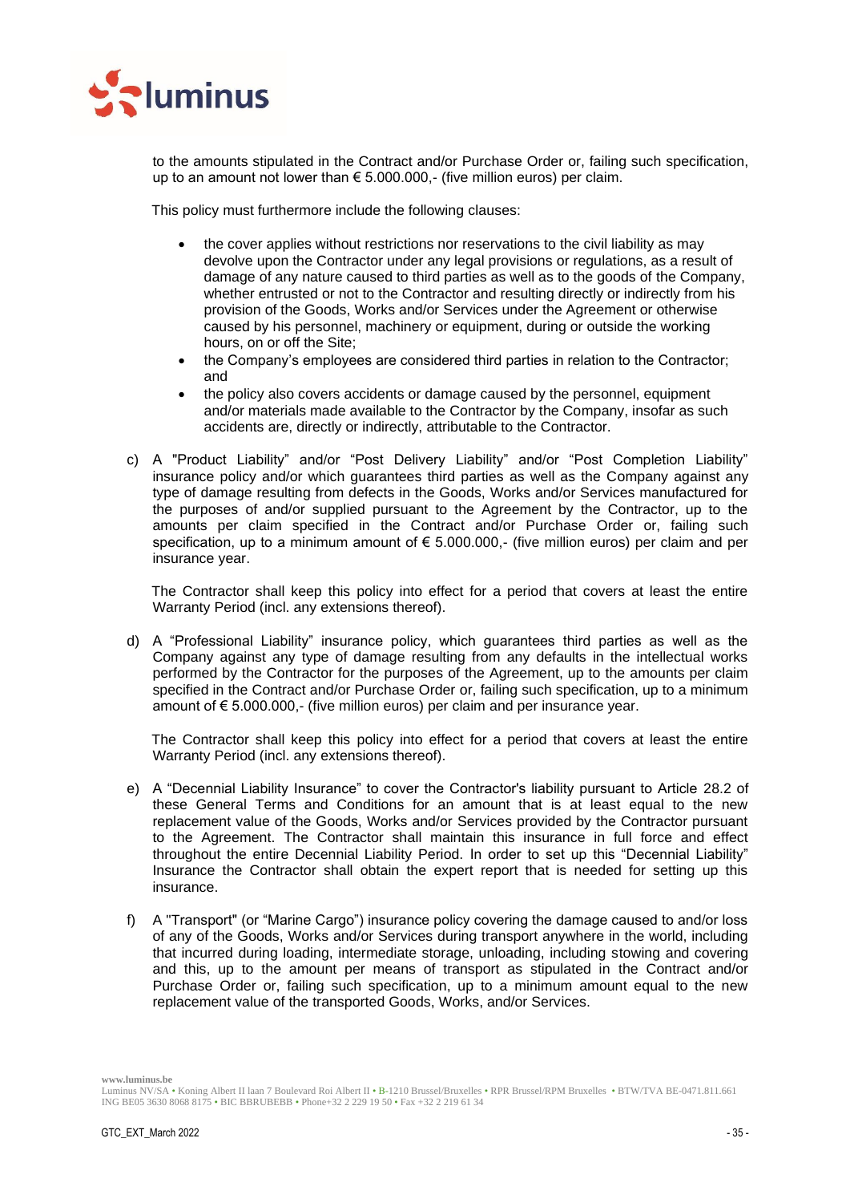to the amounts stipulated in the Contract and/or Purchase Order or, failing such specification, up to an amount not lower than € 5.000.000,- (five million euros) per claim.

This policy must furthermore include the following clauses:

- the cover applies without restrictions nor reservations to the civil liability as may devolve upon the Contractor under any legal provisions or regulations, as a result of damage of any nature caused to third parties as well as to the goods of the Company, whether entrusted or not to the Contractor and resulting directly or indirectly from his provision of the Goods, Works and/or Services under the Agreement or otherwise caused by his personnel, machinery or equipment, during or outside the working hours, on or off the Site;
- the Company's employees are considered third parties in relation to the Contractor; and
- the policy also covers accidents or damage caused by the personnel, equipment and/or materials made available to the Contractor by the Company, insofar as such accidents are, directly or indirectly, attributable to the Contractor.

c) A "Product Liability" and/or "Post Delivery Liability" and/or "Post Completion Liability" insurance policy and/or which guarantees third parties as well as the Company against any type of damage resulting from defects in the Goods, Works and/or Services manufactured for the purposes of and/or supplied pursuant to the Agreement by the Contractor, up to the amounts per claim specified in the Contract and/or Purchase Order or, failing such specification, up to a minimum amount of € 5.000.000,- (five million euros) per claim and per insurance year.

   The Contractor shall keep this policy into effect for a period that covers at least the entire Warranty Period (incl. any extensions thereof).

d) A "Professional Liability" insurance policy, which guarantees third parties as well as the Company against any type of damage resulting from any defaults in the intellectual works performed by the Contractor for the purposes of the Agreement, up to the amounts per claim specified in the Contract and/or Purchase Order or, failing such specification, up to a minimum amount of € 5.000.000,- (five million euros) per claim and per insurance year.

   The Contractor shall keep this policy into effect for a period that covers at least the entire Warranty Period (incl. any extensions thereof).

e) A "Decennial Liability Insurance" to cover the Contractor's liability pursuant to Article 28.2 of these General Terms and Conditions for an amount that is at least equal to the new replacement value of the Goods, Works and/or Services provided by the Contractor pursuant to the Agreement. The Contractor shall maintain this insurance in full force and effect throughout the entire Decennial Liability Period. In order to set up this "Decennial Liability" Insurance the Contractor shall obtain the expert report that is needed for setting up this insurance.

f) A "Transport" (or "Marine Cargo") insurance policy covering the damage caused to and/or loss of any of the Goods, Works and/or Services during transport anywhere in the world, including that incurred during loading, intermediate storage, unloading, including stowing and covering and this, up to the amount per means of transport as stipulated in the Contract and/or Purchase Order or, failing such specification, up to a minimum amount equal to the new replacement value of the transported Goods, Works, and/or Services.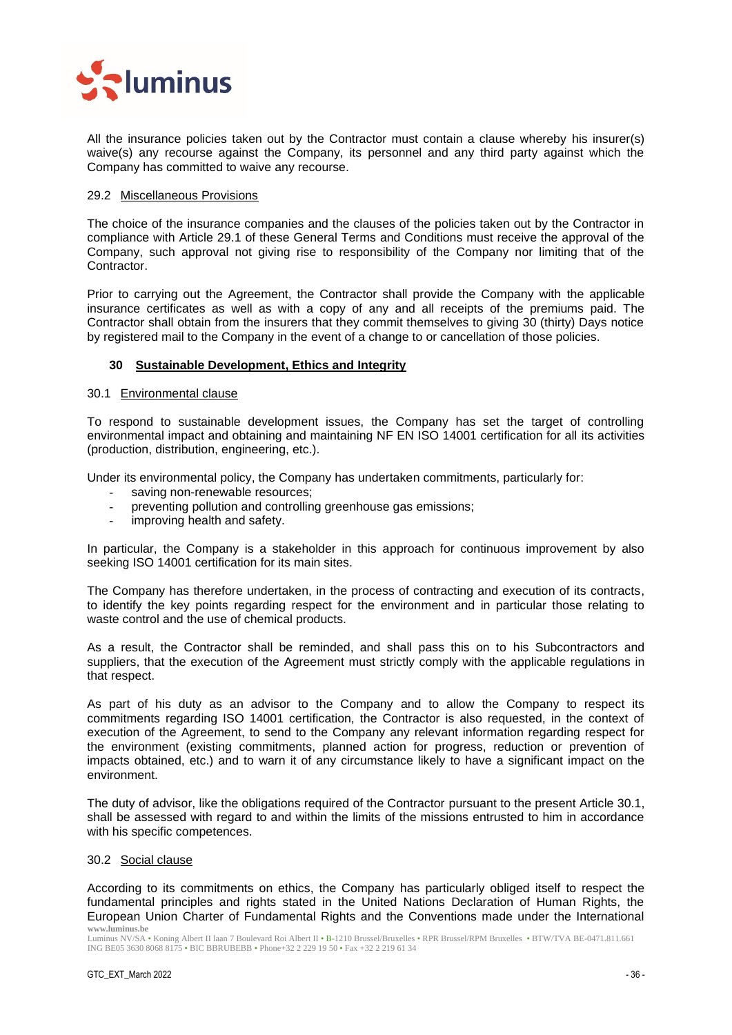All the insurance policies taken out by the Contractor must contain a clause whereby his insurer(s) waive(s) any recourse against the Company, its personnel and any third party against which the Company has committed to waive any recourse.

### 29.2 Miscellaneous Provisions

The choice of the insurance companies and the clauses of the policies taken out by the Contractor in compliance with Article 29.1 of these General Terms and Conditions must receive the approval of the Company, such approval not giving rise to responsibility of the Company nor limiting that of the Contractor.

Prior to carrying out the Agreement, the Contractor shall provide the Company with the applicable insurance certificates as well as with a copy of any and all receipts of the premiums paid. The Contractor shall obtain from the insurers that they commit themselves to giving 30 (thirty) Days notice by registered mail to the Company in the event of a change to or cancellation of those policies.

## 30 Sustainable Development, Ethics and Integrity

### 30.1 Environmental clause

To respond to sustainable development issues, the Company has set the target of controlling environmental impact and obtaining and maintaining NF EN ISO 14001 certification for all its activities (production, distribution, engineering, etc.).

Under its environmental policy, the Company has undertaken commitments, particularly for:

- saving non-renewable resources;
- preventing pollution and controlling greenhouse gas emissions;
- improving health and safety.

In particular, the Company is a stakeholder in this approach for continuous improvement by also seeking ISO 14001 certification for its main sites.

The Company has therefore undertaken, in the process of contracting and execution of its contracts, to identify the key points regarding respect for the environment and in particular those relating to waste control and the use of chemical products.

As a result, the Contractor shall be reminded, and shall pass this on to his Subcontractors and suppliers, that the execution of the Agreement must strictly comply with the applicable regulations in that respect.

As part of his duty as an advisor to the Company and to allow the Company to respect its commitments regarding ISO 14001 certification, the Contractor is also requested, in the context of execution of the Agreement, to send to the Company any relevant information regarding respect for the environment (existing commitments, planned action for progress, reduction or prevention of impacts obtained, etc.) and to warn it of any circumstance likely to have a significant impact on the environment.

The duty of advisor, like the obligations required of the Contractor pursuant to the present Article 30.1, shall be assessed with regard to and within the limits of the missions entrusted to him in accordance with his specific competences.

### 30.2 Social clause

According to its commitments on ethics, the Company has particularly obliged itself to respect the fundamental principles and rights stated in the United Nations Declaration of Human Rights, the European Union Charter of Fundamental Rights and the Conventions made under the International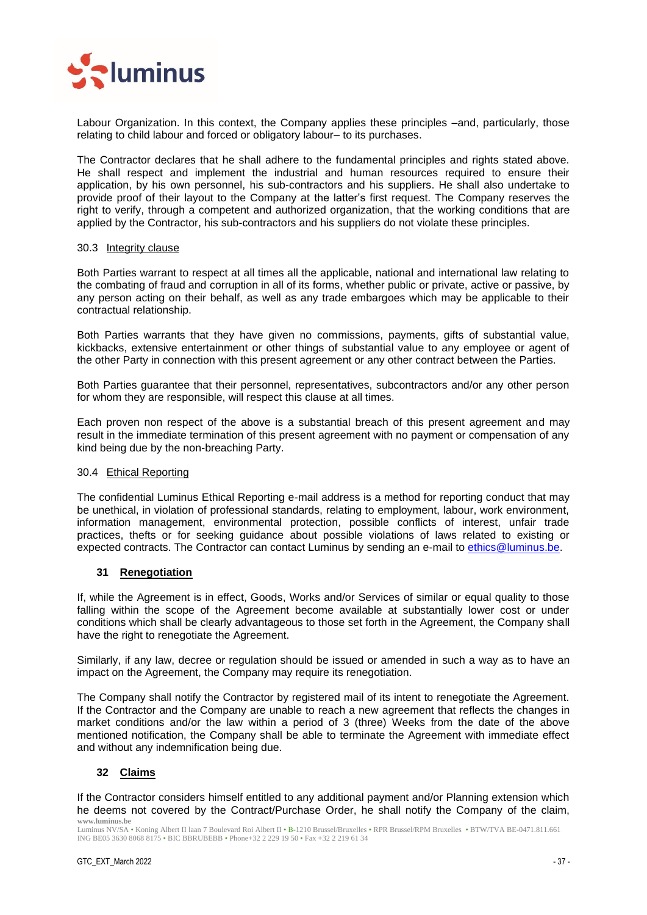Labour Organization. In this context, the Company applies these principles –and, particularly, those relating to child labour and forced or obligatory labour– to its purchases.

The Contractor declares that he shall adhere to the fundamental principles and rights stated above. He shall respect and implement the industrial and human resources required to ensure their application, by his own personnel, his sub-contractors and his suppliers. He shall also undertake to provide proof of their layout to the Company at the latter's first request. The Company reserves the right to verify, through a competent and authorized organization, that the working conditions that are applied by the Contractor, his sub-contractors and his suppliers do not violate these principles.

### 30.3 Integrity clause

Both Parties warrant to respect at all times all the applicable, national and international law relating to the combating of fraud and corruption in all of its forms, whether public or private, active or passive, by any person acting on their behalf, as well as any trade embargoes which may be applicable to their contractual relationship.

Both Parties warrants that they have given no commissions, payments, gifts of substantial value, kickbacks, extensive entertainment or other things of substantial value to any employee or agent of the other Party in connection with this present agreement or any other contract between the Parties.

Both Parties guarantee that their personnel, representatives, subcontractors and/or any other person for whom they are responsible, will respect this clause at all times.

Each proven non respect of the above is a substantial breach of this present agreement and may result in the immediate termination of this present agreement with no payment or compensation of any kind being due by the non-breaching Party.

### 30.4 Ethical Reporting

The confidential Luminus Ethical Reporting e-mail address is a method for reporting conduct that may be unethical, in violation of professional standards, relating to employment, labour, work environment, information management, environmental protection, possible conflicts of interest, unfair trade practices, thefts or for seeking guidance about possible violations of laws related to existing or expected contracts. The Contractor can contact Luminus by sending an e-mail to ethics@luminus.be.

## 31 Renegotiation

If, while the Agreement is in effect, Goods, Works and/or Services of similar or equal quality to those falling within the scope of the Agreement become available at substantially lower cost or under conditions which shall be clearly advantageous to those set forth in the Agreement, the Company shall have the right to renegotiate the Agreement.

Similarly, if any law, decree or regulation should be issued or amended in such a way as to have an impact on the Agreement, the Company may require its renegotiation.

The Company shall notify the Contractor by registered mail of its intent to renegotiate the Agreement. If the Contractor and the Company are unable to reach a new agreement that reflects the changes in market conditions and/or the law within a period of 3 (three) Weeks from the date of the above mentioned notification, the Company shall be able to terminate the Agreement with immediate effect and without any indemnification being due.

## 32 Claims

If the Contractor considers himself entitled to any additional payment and/or Planning extension which he deems not covered by the Contract/Purchase Order, he shall notify the Company of the claim,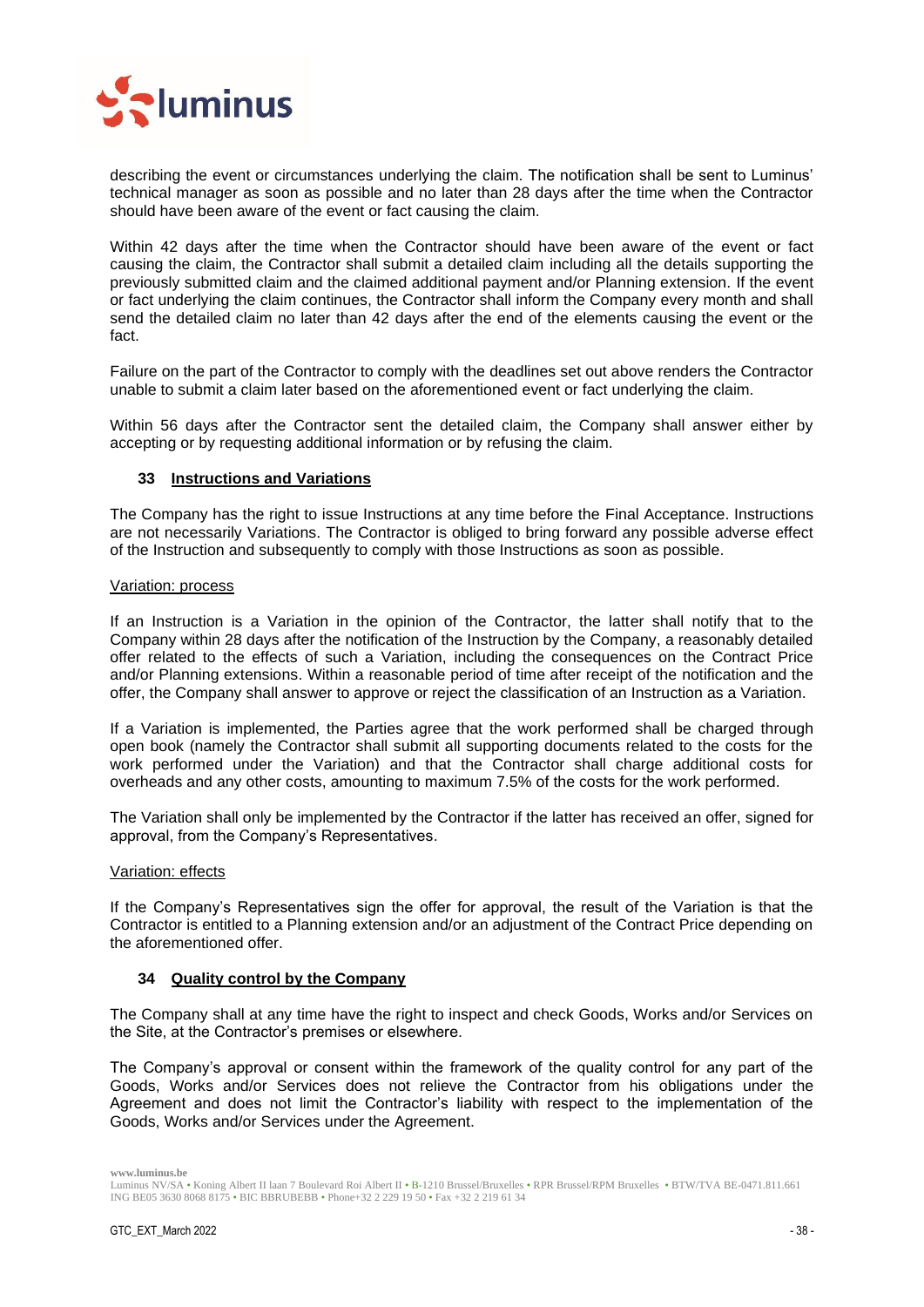describing the event or circumstances underlying the claim. The notification shall be sent to Luminus' technical manager as soon as possible and no later than 28 days after the time when the Contractor should have been aware of the event or fact causing the claim.

Within 42 days after the time when the Contractor should have been aware of the event or fact causing the claim, the Contractor shall submit a detailed claim including all the details supporting the previously submitted claim and the claimed additional payment and/or Planning extension. If the event or fact underlying the claim continues, the Contractor shall inform the Company every month and shall send the detailed claim no later than 42 days after the end of the elements causing the event or the fact.

Failure on the part of the Contractor to comply with the deadlines set out above renders the Contractor unable to submit a claim later based on the aforementioned event or fact underlying the claim.

Within 56 days after the Contractor sent the detailed claim, the Company shall answer either by accepting or by requesting additional information or by refusing the claim.

## 33 Instructions and Variations

The Company has the right to issue Instructions at any time before the Final Acceptance. Instructions are not necessarily Variations. The Contractor is obliged to bring forward any possible adverse effect of the Instruction and subsequently to comply with those Instructions as soon as possible.

Variation: process

If an Instruction is a Variation in the opinion of the Contractor, the latter shall notify that to the Company within 28 days after the notification of the Instruction by the Company, a reasonably detailed offer related to the effects of such a Variation, including the consequences on the Contract Price and/or Planning extensions. Within a reasonable period of time after receipt of the notification and the offer, the Company shall answer to approve or reject the classification of an Instruction as a Variation.

If a Variation is implemented, the Parties agree that the work performed shall be charged through open book (namely the Contractor shall submit all supporting documents related to the costs for the work performed under the Variation) and that the Contractor shall charge additional costs for overheads and any other costs, amounting to maximum 7.5% of the costs for the work performed.

The Variation shall only be implemented by the Contractor if the latter has received an offer, signed for approval, from the Company's Representatives.

Variation: effects

If the Company's Representatives sign the offer for approval, the result of the Variation is that the Contractor is entitled to a Planning extension and/or an adjustment of the Contract Price depending on the aforementioned offer.

## 34 Quality control by the Company

The Company shall at any time have the right to inspect and check Goods, Works and/or Services on the Site, at the Contractor's premises or elsewhere.

The Company's approval or consent within the framework of the quality control for any part of the Goods, Works and/or Services does not relieve the Contractor from his obligations under the Agreement and does not limit the Contractor's liability with respect to the implementation of the Goods, Works and/or Services under the Agreement.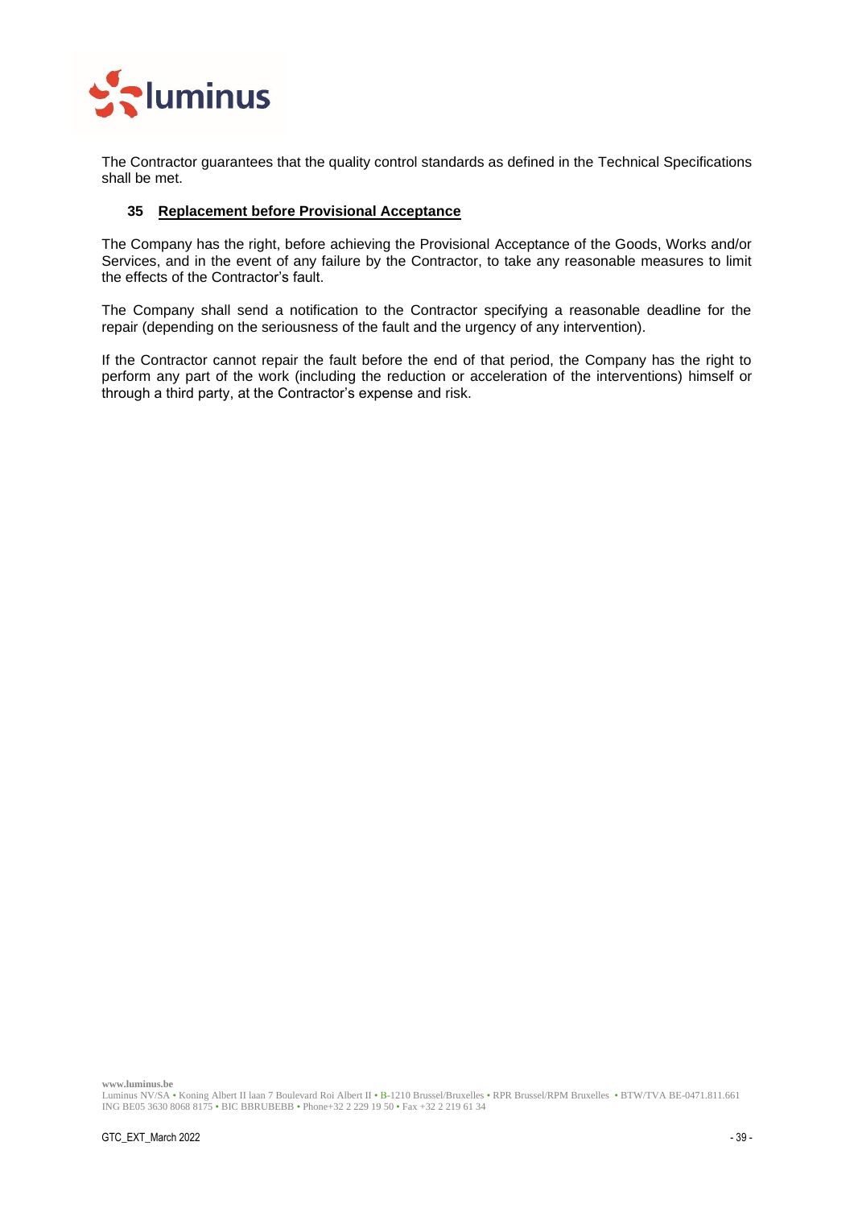The Contractor guarantees that the quality control standards as defined in the Technical Specifications shall be met.

## 35 Replacement before Provisional Acceptance

The Company has the right, before achieving the Provisional Acceptance of the Goods, Works and/or Services, and in the event of any failure by the Contractor, to take any reasonable measures to limit the effects of the Contractor's fault.

The Company shall send a notification to the Contractor specifying a reasonable deadline for the repair (depending on the seriousness of the fault and the urgency of any intervention).

If the Contractor cannot repair the fault before the end of that period, the Company has the right to perform any part of the work (including the reduction or acceleration of the interventions) himself or through a third party, at the Contractor's expense and risk.